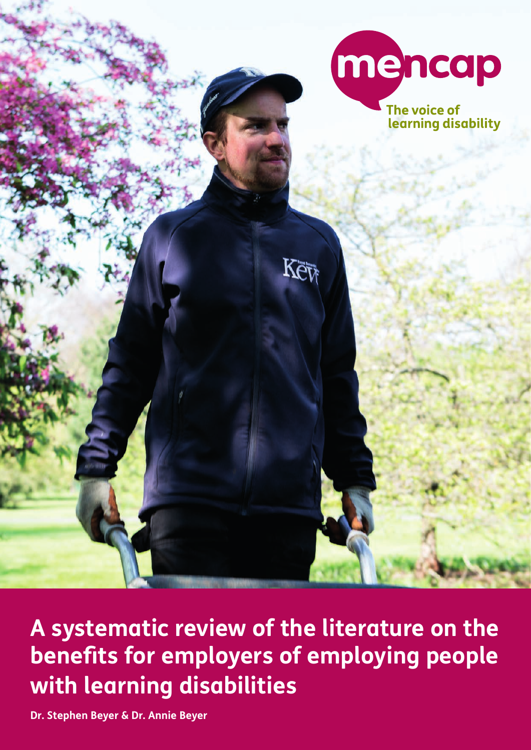mencap

The voice of learning disability

# A systematic review of the literature on the benefits for employers of employing people with learning disabilities

**Dr. Stephen Beyer & Dr. Annie Beyer**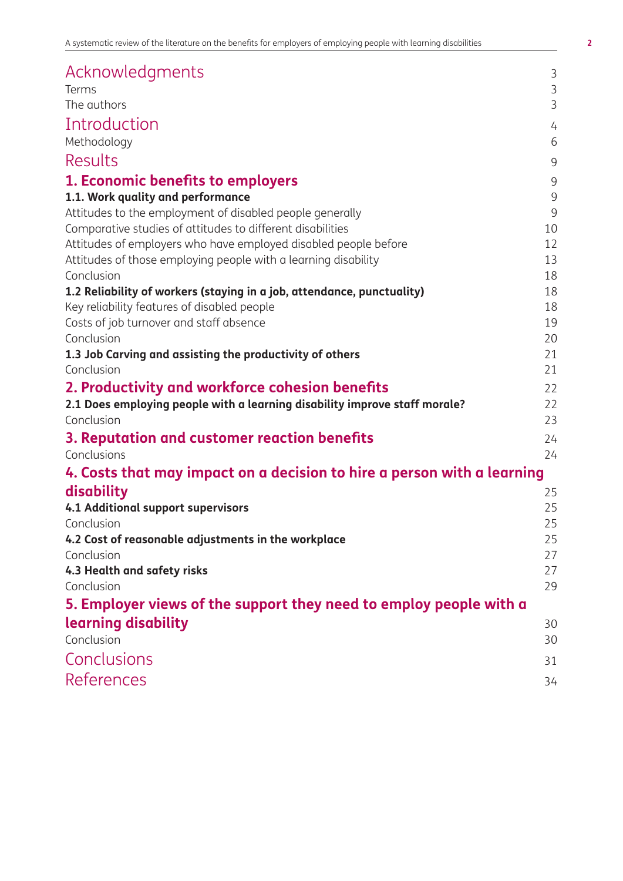| | |
|---|---|
| **Acknowledgments** | 3 |
| Terms | 3 |
| The authors | 3 |
| **Introduction** | 4 |
| Methodology | 6 |
| **Results** | 9 |
| **1. Economic benefits to employers** | 9 |
| **1.1. Work quality and performance** | 9 |
| Attitudes to the employment of disabled people generally | 9 |
| Comparative studies of attitudes to different disabilities | 10 |
| Attitudes of employers who have employed disabled people before | 12 |
| Attitudes of those employing people with a learning disability | 13 |
| Conclusion | 18 |
| **1.2 Reliability of workers (staying in a job, attendance, punctuality)** | 18 |
| Key reliability features of disabled people | 18 |
| Costs of job turnover and staff absence | 19 |
| Conclusion | 20 |
| **1.3 Job Carving and assisting the productivity of others** | 21 |
| Conclusion | 21 |
| **2. Productivity and workforce cohesion benefits** | 22 |
| **2.1 Does employing people with a learning disability improve staff morale?** | 22 |
| Conclusion | 23 |
| **3. Reputation and customer reaction benefits** | 24 |
| Conclusions | 24 |
| **4. Costs that may impact on a decision to hire a person with a learning disability** | 25 |
| **4.1 Additional support supervisors** | 25 |
| Conclusion | 25 |
| **4.2 Cost of reasonable adjustments in the workplace** | 25 |
| Conclusion | 27 |
| **4.3 Health and safety risks** | 27 |
| Conclusion | 29 |
| **5. Employer views of the support they need to employ people with a learning disability** | 30 |
| Conclusion | 30 |
| **Conclusions** | 31 |
| **References** | 34 |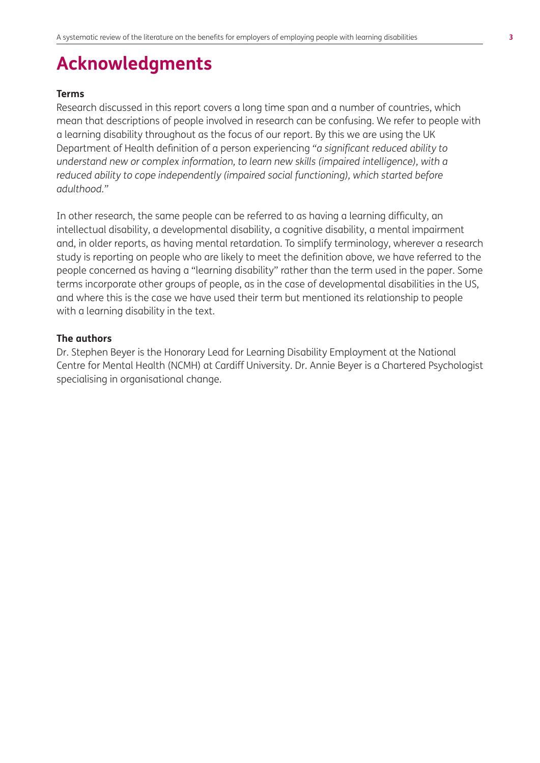# Acknowledgments

**Terms**

Research discussed in this report covers a long time span and a number of countries, which mean that descriptions of people involved in research can be confusing. We refer to people with a learning disability throughout as the focus of our report. By this we are using the UK Department of Health definition of a person experiencing *"a significant reduced ability to understand new or complex information, to learn new skills (impaired intelligence), with a reduced ability to cope independently (impaired social functioning), which started before adulthood."*

In other research, the same people can be referred to as having a learning difficulty, an intellectual disability, a developmental disability, a cognitive disability, a mental impairment and, in older reports, as having mental retardation. To simplify terminology, wherever a research study is reporting on people who are likely to meet the definition above, we have referred to the people concerned as having a "learning disability" rather than the term used in the paper. Some terms incorporate other groups of people, as in the case of developmental disabilities in the US, and where this is the case we have used their term but mentioned its relationship to people with a learning disability in the text.

**The authors**

Dr. Stephen Beyer is the Honorary Lead for Learning Disability Employment at the National Centre for Mental Health (NCMH) at Cardiff University. Dr. Annie Beyer is a Chartered Psychologist specialising in organisational change.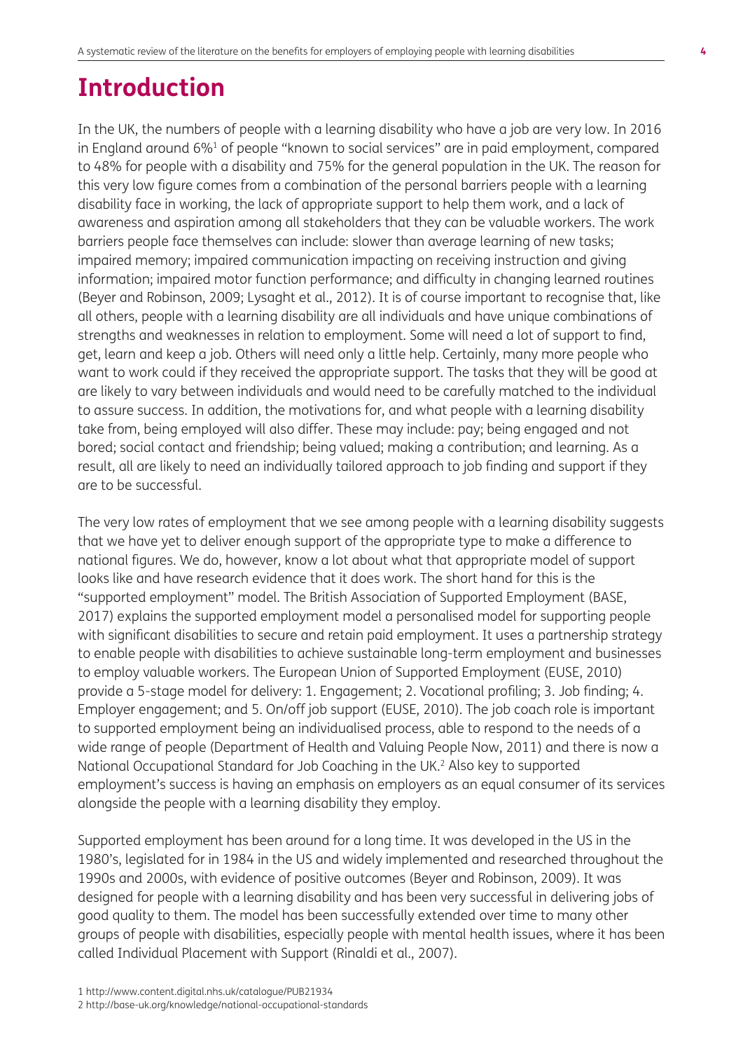# Introduction

In the UK, the numbers of people with a learning disability who have a job are very low. In 2016 in England around 6%[1] of people "known to social services" are in paid employment, compared to 48% for people with a disability and 75% for the general population in the UK. The reason for this very low figure comes from a combination of the personal barriers people with a learning disability face in working, the lack of appropriate support to help them work, and a lack of awareness and aspiration among all stakeholders that they can be valuable workers. The work barriers people face themselves can include: slower than average learning of new tasks; impaired memory; impaired communication impacting on receiving instruction and giving information; impaired motor function performance; and difficulty in changing learned routines (Beyer and Robinson, 2009; Lysaght et al., 2012). It is of course important to recognise that, like all others, people with a learning disability are all individuals and have unique combinations of strengths and weaknesses in relation to employment. Some will need a lot of support to find, get, learn and keep a job. Others will need only a little help. Certainly, many more people who want to work could if they received the appropriate support. The tasks that they will be good at are likely to vary between individuals and would need to be carefully matched to the individual to assure success. In addition, the motivations for, and what people with a learning disability take from, being employed will also differ. These may include: pay; being engaged and not bored; social contact and friendship; being valued; making a contribution; and learning. As a result, all are likely to need an individually tailored approach to job finding and support if they are to be successful.

The very low rates of employment that we see among people with a learning disability suggests that we have yet to deliver enough support of the appropriate type to make a difference to national figures. We do, however, know a lot about what that appropriate model of support looks like and have research evidence that it does work. The short hand for this is the "supported employment" model. The British Association of Supported Employment (BASE, 2017) explains the supported employment model a personalised model for supporting people with significant disabilities to secure and retain paid employment. It uses a partnership strategy to enable people with disabilities to achieve sustainable long-term employment and businesses to employ valuable workers. The European Union of Supported Employment (EUSE, 2010) provide a 5-stage model for delivery: 1. Engagement; 2. Vocational profiling; 3. Job finding; 4. Employer engagement; and 5. On/off job support (EUSE, 2010). The job coach role is important to supported employment being an individualised process, able to respond to the needs of a wide range of people (Department of Health and Valuing People Now, 2011) and there is now a National Occupational Standard for Job Coaching in the UK.[2] Also key to supported employment's success is having an emphasis on employers as an equal consumer of its services alongside the people with a learning disability they employ.

Supported employment has been around for a long time. It was developed in the US in the 1980's, legislated for in 1984 in the US and widely implemented and researched throughout the 1990s and 2000s, with evidence of positive outcomes (Beyer and Robinson, 2009). It was designed for people with a learning disability and has been very successful in delivering jobs of good quality to them. The model has been successfully extended over time to many other groups of people with disabilities, especially people with mental health issues, where it has been called Individual Placement with Support (Rinaldi et al., 2007).

1 http://www.content.digital.nhs.uk/catalogue/PUB21934
2 http://base-uk.org/knowledge/national-occupational-standards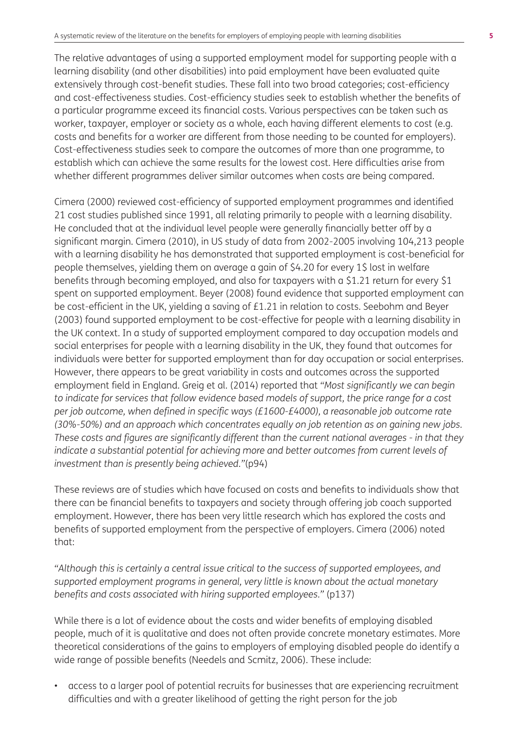The relative advantages of using a supported employment model for supporting people with a learning disability (and other disabilities) into paid employment have been evaluated quite extensively through cost-benefit studies. These fall into two broad categories; cost-efficiency and cost-effectiveness studies. Cost-efficiency studies seek to establish whether the benefits of a particular programme exceed its financial costs. Various perspectives can be taken such as worker, taxpayer, employer or society as a whole, each having different elements to cost (e.g. costs and benefits for a worker are different from those needing to be counted for employers). Cost-effectiveness studies seek to compare the outcomes of more than one programme, to establish which can achieve the same results for the lowest cost. Here difficulties arise from whether different programmes deliver similar outcomes when costs are being compared.

Cimera (2000) reviewed cost-efficiency of supported employment programmes and identified 21 cost studies published since 1991, all relating primarily to people with a learning disability. He concluded that at the individual level people were generally financially better off by a significant margin. Cimera (2010), in US study of data from 2002-2005 involving 104,213 people with a learning disability he has demonstrated that supported employment is cost-beneficial for people themselves, yielding them on average a gain of $4.20 for every 1$ lost in welfare benefits through becoming employed, and also for taxpayers with a $1.21 return for every $1 spent on supported employment. Beyer (2008) found evidence that supported employment can be cost-efficient in the UK, yielding a saving of £1.21 in relation to costs. Seebohm and Beyer (2003) found supported employment to be cost-effective for people with a learning disability in the UK context. In a study of supported employment compared to day occupation models and social enterprises for people with a learning disability in the UK, they found that outcomes for individuals were better for supported employment than for day occupation or social enterprises. However, there appears to be great variability in costs and outcomes across the supported employment field in England. Greig et al. (2014) reported that *"Most significantly we can begin to indicate for services that follow evidence based models of support, the price range for a cost per job outcome, when defined in specific ways (£1600-£4000), a reasonable job outcome rate (30%-50%) and an approach which concentrates equally on job retention as on gaining new jobs. These costs and figures are significantly different than the current national averages - in that they indicate a substantial potential for achieving more and better outcomes from current levels of investment than is presently being achieved."*(p94)

These reviews are of studies which have focused on costs and benefits to individuals show that there can be financial benefits to taxpayers and society through offering job coach supported employment. However, there has been very little research which has explored the costs and benefits of supported employment from the perspective of employers. Cimera (2006) noted that:

*"Although this is certainly a central issue critical to the success of supported employees, and supported employment programs in general, very little is known about the actual monetary benefits and costs associated with hiring supported employees."* (p137)

While there is a lot of evidence about the costs and wider benefits of employing disabled people, much of it is qualitative and does not often provide concrete monetary estimates. More theoretical considerations of the gains to employers of employing disabled people do identify a wide range of possible benefits (Needels and Scmitz, 2006). These include:

- access to a larger pool of potential recruits for businesses that are experiencing recruitment difficulties and with a greater likelihood of getting the right person for the job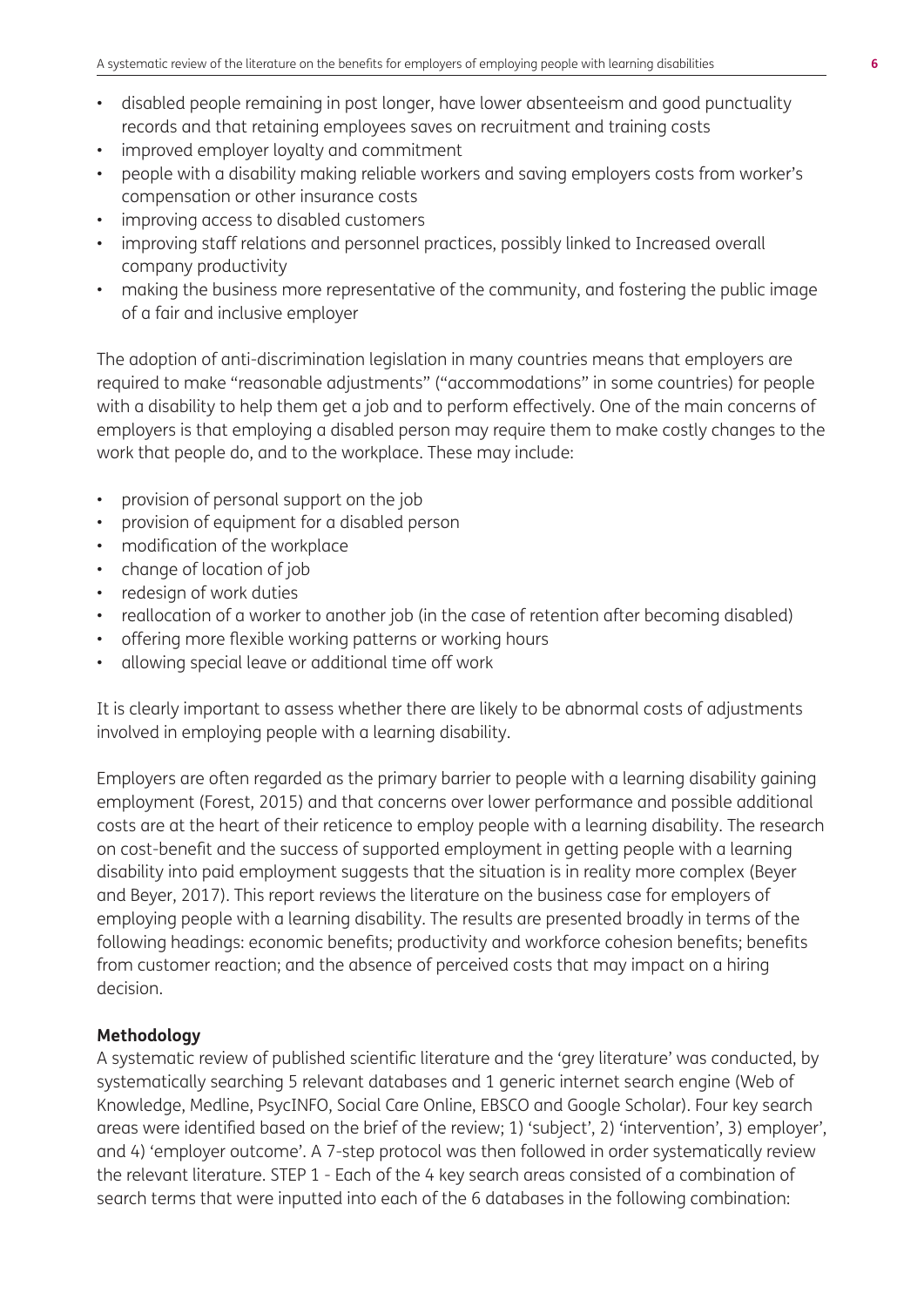- disabled people remaining in post longer, have lower absenteeism and good punctuality records and that retaining employees saves on recruitment and training costs
- improved employer loyalty and commitment
- people with a disability making reliable workers and saving employers costs from worker's compensation or other insurance costs
- improving access to disabled customers
- improving staff relations and personnel practices, possibly linked to Increased overall company productivity
- making the business more representative of the community, and fostering the public image of a fair and inclusive employer

The adoption of anti-discrimination legislation in many countries means that employers are required to make "reasonable adjustments" ("accommodations" in some countries) for people with a disability to help them get a job and to perform effectively. One of the main concerns of employers is that employing a disabled person may require them to make costly changes to the work that people do, and to the workplace. These may include:

- provision of personal support on the job
- provision of equipment for a disabled person
- modification of the workplace
- change of location of job
- redesign of work duties
- reallocation of a worker to another job (in the case of retention after becoming disabled)
- offering more flexible working patterns or working hours
- allowing special leave or additional time off work

It is clearly important to assess whether there are likely to be abnormal costs of adjustments involved in employing people with a learning disability.

Employers are often regarded as the primary barrier to people with a learning disability gaining employment (Forest, 2015) and that concerns over lower performance and possible additional costs are at the heart of their reticence to employ people with a learning disability. The research on cost-benefit and the success of supported employment in getting people with a learning disability into paid employment suggests that the situation is in reality more complex (Beyer and Beyer, 2017). This report reviews the literature on the business case for employers of employing people with a learning disability. The results are presented broadly in terms of the following headings: economic benefits; productivity and workforce cohesion benefits; benefits from customer reaction; and the absence of perceived costs that may impact on a hiring decision.

**Methodology**

A systematic review of published scientific literature and the 'grey literature' was conducted, by systematically searching 5 relevant databases and 1 generic internet search engine (Web of Knowledge, Medline, PsycINFO, Social Care Online, EBSCO and Google Scholar). Four key search areas were identified based on the brief of the review; 1) 'subject', 2) 'intervention', 3) employer', and 4) 'employer outcome'. A 7-step protocol was then followed in order systematically review the relevant literature. STEP 1 - Each of the 4 key search areas consisted of a combination of search terms that were inputted into each of the 6 databases in the following combination: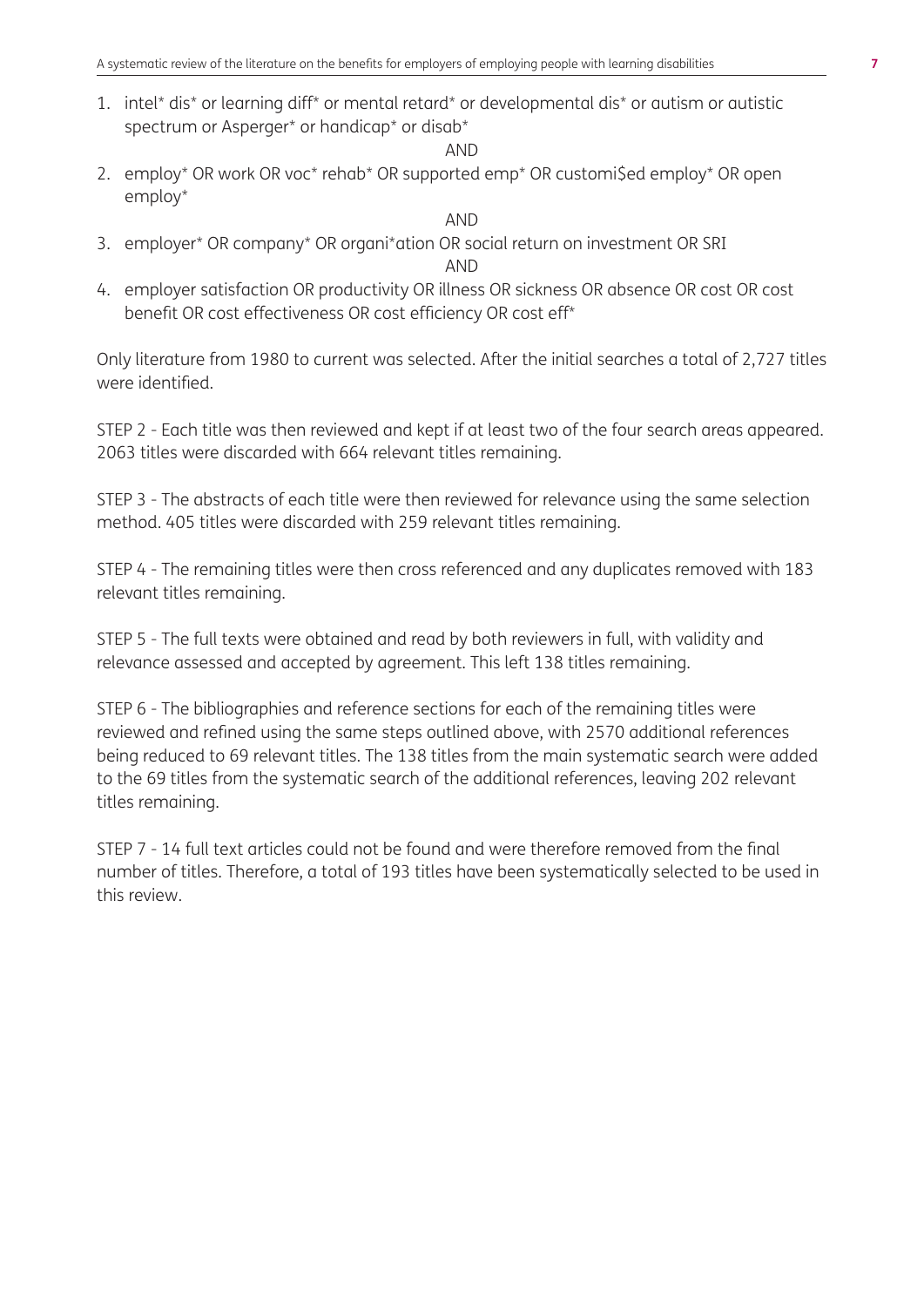1. intel* dis* or learning diff* or mental retard* or developmental dis* or autism or autistic spectrum or Asperger* or handicap* or disab*

   AND

2. employ* OR work OR voc* rehab* OR supported emp* OR customi$ed employ* OR open employ*

   AND

3. employer* OR company* OR organi*ation OR social return on investment OR SRI

   AND

4. employer satisfaction OR productivity OR illness OR sickness OR absence OR cost OR cost benefit OR cost effectiveness OR cost efficiency OR cost eff*

Only literature from 1980 to current was selected. After the initial searches a total of 2,727 titles were identified.

STEP 2 - Each title was then reviewed and kept if at least two of the four search areas appeared. 2063 titles were discarded with 664 relevant titles remaining.

STEP 3 - The abstracts of each title were then reviewed for relevance using the same selection method. 405 titles were discarded with 259 relevant titles remaining.

STEP 4 - The remaining titles were then cross referenced and any duplicates removed with 183 relevant titles remaining.

STEP 5 - The full texts were obtained and read by both reviewers in full, with validity and relevance assessed and accepted by agreement. This left 138 titles remaining.

STEP 6 - The bibliographies and reference sections for each of the remaining titles were reviewed and refined using the same steps outlined above, with 2570 additional references being reduced to 69 relevant titles. The 138 titles from the main systematic search were added to the 69 titles from the systematic search of the additional references, leaving 202 relevant titles remaining.

STEP 7 - 14 full text articles could not be found and were therefore removed from the final number of titles. Therefore, a total of 193 titles have been systematically selected to be used in this review.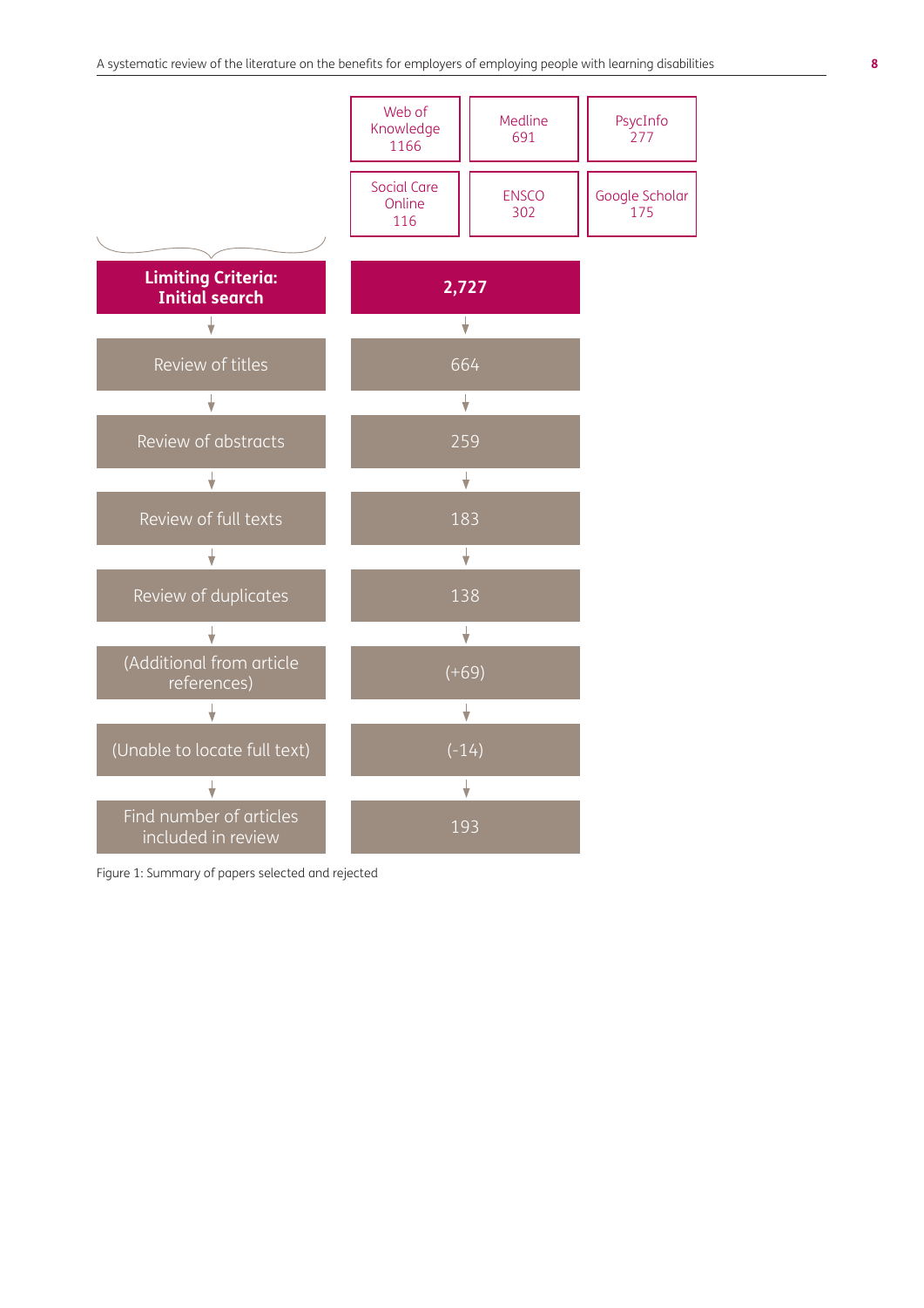| Web of Knowledge 1166 | Medline 691 | PsycInfo 277 |
|---|---|---|
| Social Care Online 116 | ENSCO 302 | Google Scholar 175 |

| Stage | Number |
|---|---|
| **Limiting Criteria: Initial search** | **2,727** |
| Review of titles | 664 |
| Review of abstracts | 259 |
| Review of full texts | 183 |
| Review of duplicates | 138 |
| (Additional from article references) | (+69) |
| (Unable to locate full text) | (-14) |
| Find number of articles included in review | 193 |

Figure 1: Summary of papers selected and rejected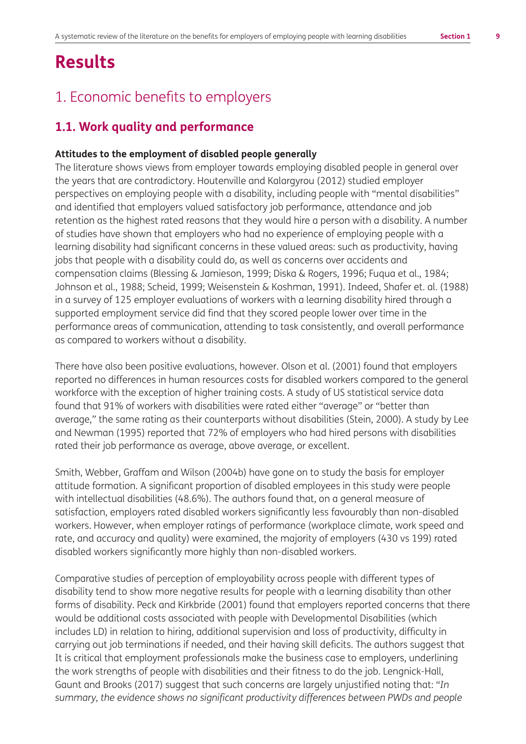# Results

## 1. Economic benefits to employers

### 1.1. Work quality and performance

**Attitudes to the employment of disabled people generally**

The literature shows views from employer towards employing disabled people in general over the years that are contradictory. Houtenville and Kalargyrou (2012) studied employer perspectives on employing people with a disability, including people with "mental disabilities" and identified that employers valued satisfactory job performance, attendance and job retention as the highest rated reasons that they would hire a person with a disability. A number of studies have shown that employers who had no experience of employing people with a learning disability had significant concerns in these valued areas: such as productivity, having jobs that people with a disability could do, as well as concerns over accidents and compensation claims (Blessing & Jamieson, 1999; Diska & Rogers, 1996; Fuqua et al., 1984; Johnson et al., 1988; Scheid, 1999; Weisenstein & Koshman, 1991). Indeed, Shafer et. al. (1988) in a survey of 125 employer evaluations of workers with a learning disability hired through a supported employment service did find that they scored people lower over time in the performance areas of communication, attending to task consistently, and overall performance as compared to workers without a disability.

There have also been positive evaluations, however. Olson et al. (2001) found that employers reported no differences in human resources costs for disabled workers compared to the general workforce with the exception of higher training costs. A study of US statistical service data found that 91% of workers with disabilities were rated either "average" or "better than average," the same rating as their counterparts without disabilities (Stein, 2000). A study by Lee and Newman (1995) reported that 72% of employers who had hired persons with disabilities rated their job performance as average, above average, or excellent.

Smith, Webber, Graffam and Wilson (2004b) have gone on to study the basis for employer attitude formation. A significant proportion of disabled employees in this study were people with intellectual disabilities (48.6%). The authors found that, on a general measure of satisfaction, employers rated disabled workers significantly less favourably than non-disabled workers. However, when employer ratings of performance (workplace climate, work speed and rate, and accuracy and quality) were examined, the majority of employers (430 vs 199) rated disabled workers significantly more highly than non-disabled workers.

Comparative studies of perception of employability across people with different types of disability tend to show more negative results for people with a learning disability than other forms of disability. Peck and Kirkbride (2001) found that employers reported concerns that there would be additional costs associated with people with Developmental Disabilities (which includes LD) in relation to hiring, additional supervision and loss of productivity, difficulty in carrying out job terminations if needed, and their having skill deficits. The authors suggest that It is critical that employment professionals make the business case to employers, underlining the work strengths of people with disabilities and their fitness to do the job. Lengnick-Hall, Gaunt and Brooks (2017) suggest that such concerns are largely unjustified noting that: *"In summary, the evidence shows no significant productivity differences between PWDs and people*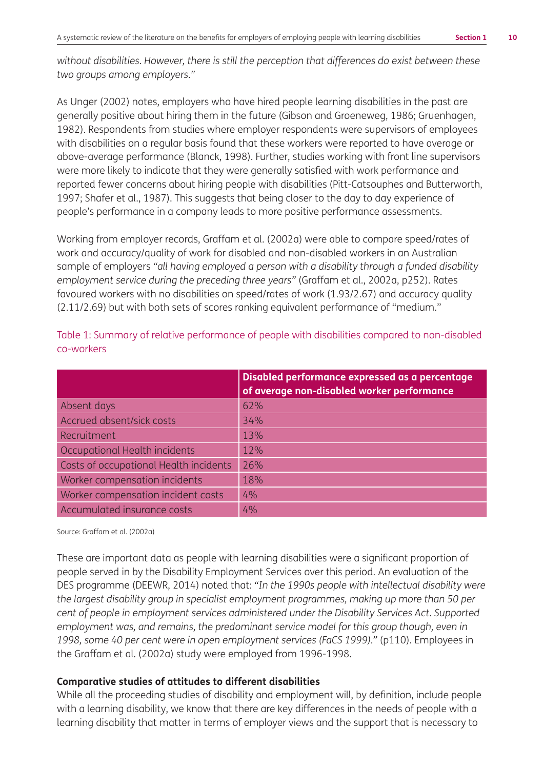*without disabilities. However, there is still the perception that differences do exist between these two groups among employers."*

As Unger (2002) notes, employers who have hired people learning disabilities in the past are generally positive about hiring them in the future (Gibson and Groeneweg, 1986; Gruenhagen, 1982). Respondents from studies where employer respondents were supervisors of employees with disabilities on a regular basis found that these workers were reported to have average or above-average performance (Blanck, 1998). Further, studies working with front line supervisors were more likely to indicate that they were generally satisfied with work performance and reported fewer concerns about hiring people with disabilities (Pitt-Catsouphes and Butterworth, 1997; Shafer et al., 1987). This suggests that being closer to the day to day experience of people's performance in a company leads to more positive performance assessments.

Working from employer records, Graffam et al. (2002a) were able to compare speed/rates of work and accuracy/quality of work for disabled and non-disabled workers in an Australian sample of employers *"all having employed a person with a disability through a funded disability employment service during the preceding three years"* (Graffam et al., 2002a, p252). Rates favoured workers with no disabilities on speed/rates of work (1.93/2.67) and accuracy quality (2.11/2.69) but with both sets of scores ranking equivalent performance of "medium."

Table 1: Summary of relative performance of people with disabilities compared to non-disabled co-workers

| | Disabled performance expressed as a percentage of average non-disabled worker performance |
|---|---|
| Absent days | 62% |
| Accrued absent/sick costs | 34% |
| Recruitment | 13% |
| Occupational Health incidents | 12% |
| Costs of occupational Health incidents | 26% |
| Worker compensation incidents | 18% |
| Worker compensation incident costs | 4% |
| Accumulated insurance costs | 4% |

Source: Graffam et al. (2002a)

These are important data as people with learning disabilities were a significant proportion of people served in by the Disability Employment Services over this period. An evaluation of the DES programme (DEEWR, 2014) noted that: *"In the 1990s people with intellectual disability were the largest disability group in specialist employment programmes, making up more than 50 per cent of people in employment services administered under the Disability Services Act. Supported employment was, and remains, the predominant service model for this group though, even in 1998, some 40 per cent were in open employment services (FaCS 1999)."* (p110). Employees in the Graffam et al. (2002a) study were employed from 1996-1998.

**Comparative studies of attitudes to different disabilities**

While all the proceeding studies of disability and employment will, by definition, include people with a learning disability, we know that there are key differences in the needs of people with a learning disability that matter in terms of employer views and the support that is necessary to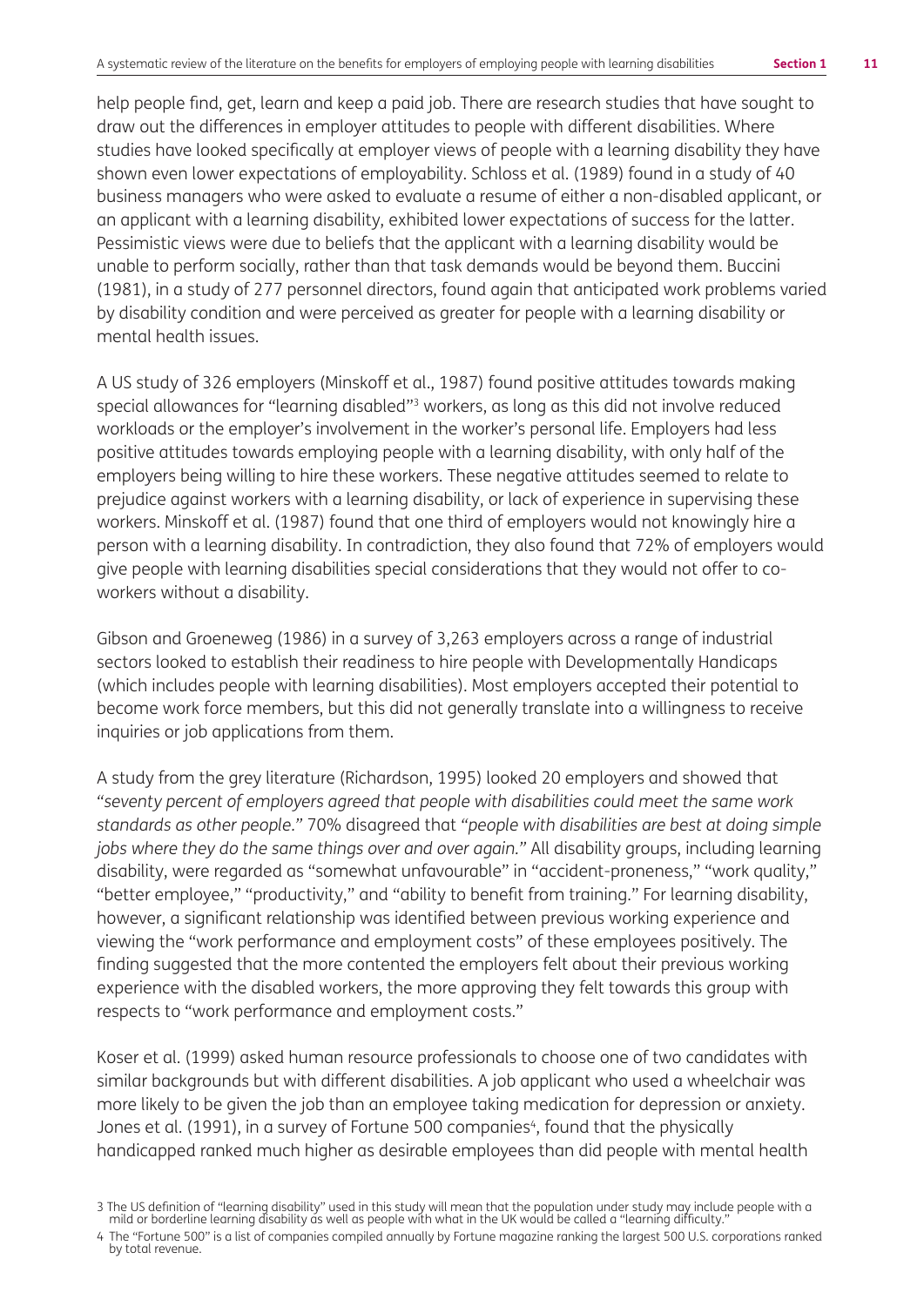help people find, get, learn and keep a paid job. There are research studies that have sought to draw out the differences in employer attitudes to people with different disabilities. Where studies have looked specifically at employer views of people with a learning disability they have shown even lower expectations of employability. Schloss et al. (1989) found in a study of 40 business managers who were asked to evaluate a resume of either a non-disabled applicant, or an applicant with a learning disability, exhibited lower expectations of success for the latter. Pessimistic views were due to beliefs that the applicant with a learning disability would be unable to perform socially, rather than that task demands would be beyond them. Buccini (1981), in a study of 277 personnel directors, found again that anticipated work problems varied by disability condition and were perceived as greater for people with a learning disability or mental health issues.

A US study of 326 employers (Minskoff et al., 1987) found positive attitudes towards making special allowances for "learning disabled"[3] workers, as long as this did not involve reduced workloads or the employer's involvement in the worker's personal life. Employers had less positive attitudes towards employing people with a learning disability, with only half of the employers being willing to hire these workers. These negative attitudes seemed to relate to prejudice against workers with a learning disability, or lack of experience in supervising these workers. Minskoff et al. (1987) found that one third of employers would not knowingly hire a person with a learning disability. In contradiction, they also found that 72% of employers would give people with learning disabilities special considerations that they would not offer to co-workers without a disability.

Gibson and Groeneweg (1986) in a survey of 3,263 employers across a range of industrial sectors looked to establish their readiness to hire people with Developmentally Handicaps (which includes people with learning disabilities). Most employers accepted their potential to become work force members, but this did not generally translate into a willingness to receive inquiries or job applications from them.

A study from the grey literature (Richardson, 1995) looked 20 employers and showed that *"seventy percent of employers agreed that people with disabilities could meet the same work standards as other people."* 70% disagreed that *"people with disabilities are best at doing simple jobs where they do the same things over and over again."* All disability groups, including learning disability, were regarded as "somewhat unfavourable" in "accident-proneness," "work quality," "better employee," "productivity," and "ability to benefit from training." For learning disability, however, a significant relationship was identified between previous working experience and viewing the "work performance and employment costs" of these employees positively. The finding suggested that the more contented the employers felt about their previous working experience with the disabled workers, the more approving they felt towards this group with respects to "work performance and employment costs."

Koser et al. (1999) asked human resource professionals to choose one of two candidates with similar backgrounds but with different disabilities. A job applicant who used a wheelchair was more likely to be given the job than an employee taking medication for depression or anxiety. Jones et al. (1991), in a survey of Fortune 500 companies[4], found that the physically handicapped ranked much higher as desirable employees than did people with mental health

---

[3] The US definition of "learning disability" used in this study will mean that the population under study may include people with a mild or borderline learning disability as well as people with what in the UK would be called a "learning difficulty."

[4] The "Fortune 500" is a list of companies compiled annually by Fortune magazine ranking the largest 500 U.S. corporations ranked by total revenue.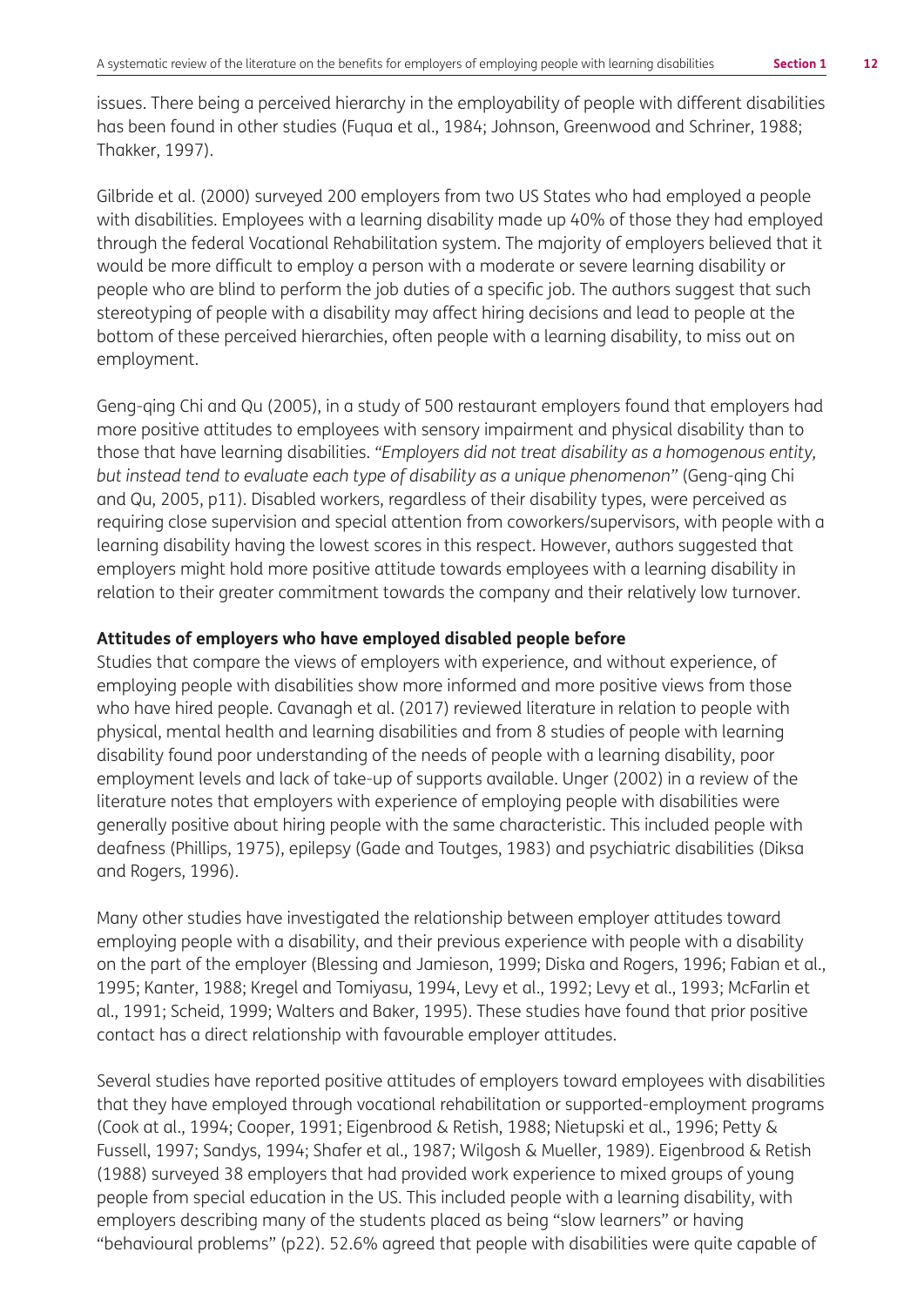issues. There being a perceived hierarchy in the employability of people with different disabilities has been found in other studies (Fuqua et al., 1984; Johnson, Greenwood and Schriner, 1988; Thakker, 1997).

Gilbride et al. (2000) surveyed 200 employers from two US States who had employed a people with disabilities. Employees with a learning disability made up 40% of those they had employed through the federal Vocational Rehabilitation system. The majority of employers believed that it would be more difficult to employ a person with a moderate or severe learning disability or people who are blind to perform the job duties of a specific job. The authors suggest that such stereotyping of people with a disability may affect hiring decisions and lead to people at the bottom of these perceived hierarchies, often people with a learning disability, to miss out on employment.

Geng-qing Chi and Qu (2005), in a study of 500 restaurant employers found that employers had more positive attitudes to employees with sensory impairment and physical disability than to those that have learning disabilities. *"Employers did not treat disability as a homogenous entity, but instead tend to evaluate each type of disability as a unique phenomenon"* (Geng-qing Chi and Qu, 2005, p11). Disabled workers, regardless of their disability types, were perceived as requiring close supervision and special attention from coworkers/supervisors, with people with a learning disability having the lowest scores in this respect. However, authors suggested that employers might hold more positive attitude towards employees with a learning disability in relation to their greater commitment towards the company and their relatively low turnover.

**Attitudes of employers who have employed disabled people before**

Studies that compare the views of employers with experience, and without experience, of employing people with disabilities show more informed and more positive views from those who have hired people. Cavanagh et al. (2017) reviewed literature in relation to people with physical, mental health and learning disabilities and from 8 studies of people with learning disability found poor understanding of the needs of people with a learning disability, poor employment levels and lack of take-up of supports available. Unger (2002) in a review of the literature notes that employers with experience of employing people with disabilities were generally positive about hiring people with the same characteristic. This included people with deafness (Phillips, 1975), epilepsy (Gade and Toutges, 1983) and psychiatric disabilities (Diksa and Rogers, 1996).

Many other studies have investigated the relationship between employer attitudes toward employing people with a disability, and their previous experience with people with a disability on the part of the employer (Blessing and Jamieson, 1999; Diska and Rogers, 1996; Fabian et al., 1995; Kanter, 1988; Kregel and Tomiyasu, 1994, Levy et al., 1992; Levy et al., 1993; McFarlin et al., 1991; Scheid, 1999; Walters and Baker, 1995). These studies have found that prior positive contact has a direct relationship with favourable employer attitudes.

Several studies have reported positive attitudes of employers toward employees with disabilities that they have employed through vocational rehabilitation or supported-employment programs (Cook at al., 1994; Cooper, 1991; Eigenbrood & Retish, 1988; Nietupski et al., 1996; Petty & Fussell, 1997; Sandys, 1994; Shafer et al., 1987; Wilgosh & Mueller, 1989). Eigenbrood & Retish (1988) surveyed 38 employers that had provided work experience to mixed groups of young people from special education in the US. This included people with a learning disability, with employers describing many of the students placed as being "slow learners" or having "behavioural problems" (p22). 52.6% agreed that people with disabilities were quite capable of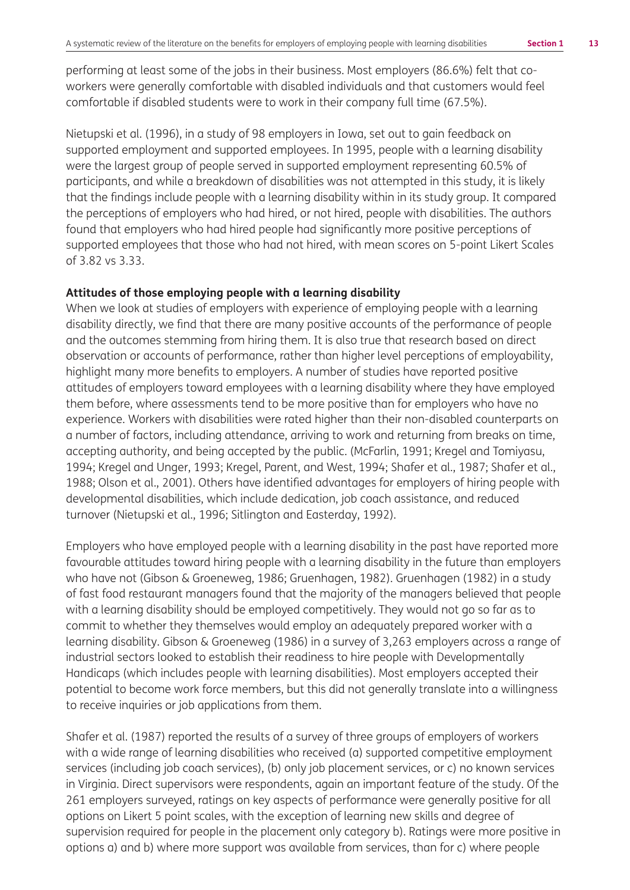performing at least some of the jobs in their business. Most employers (86.6%) felt that co-workers were generally comfortable with disabled individuals and that customers would feel comfortable if disabled students were to work in their company full time (67.5%).

Nietupski et al. (1996), in a study of 98 employers in Iowa, set out to gain feedback on supported employment and supported employees. In 1995, people with a learning disability were the largest group of people served in supported employment representing 60.5% of participants, and while a breakdown of disabilities was not attempted in this study, it is likely that the findings include people with a learning disability within in its study group. It compared the perceptions of employers who had hired, or not hired, people with disabilities. The authors found that employers who had hired people had significantly more positive perceptions of supported employees that those who had not hired, with mean scores on 5-point Likert Scales of 3.82 vs 3.33.

**Attitudes of those employing people with a learning disability**

When we look at studies of employers with experience of employing people with a learning disability directly, we find that there are many positive accounts of the performance of people and the outcomes stemming from hiring them. It is also true that research based on direct observation or accounts of performance, rather than higher level perceptions of employability, highlight many more benefits to employers. A number of studies have reported positive attitudes of employers toward employees with a learning disability where they have employed them before, where assessments tend to be more positive than for employers who have no experience. Workers with disabilities were rated higher than their non-disabled counterparts on a number of factors, including attendance, arriving to work and returning from breaks on time, accepting authority, and being accepted by the public. (McFarlin, 1991; Kregel and Tomiyasu, 1994; Kregel and Unger, 1993; Kregel, Parent, and West, 1994; Shafer et al., 1987; Shafer et al., 1988; Olson et al., 2001). Others have identified advantages for employers of hiring people with developmental disabilities, which include dedication, job coach assistance, and reduced turnover (Nietupski et al., 1996; Sitlington and Easterday, 1992).

Employers who have employed people with a learning disability in the past have reported more favourable attitudes toward hiring people with a learning disability in the future than employers who have not (Gibson & Groeneweg, 1986; Gruenhagen, 1982). Gruenhagen (1982) in a study of fast food restaurant managers found that the majority of the managers believed that people with a learning disability should be employed competitively. They would not go so far as to commit to whether they themselves would employ an adequately prepared worker with a learning disability. Gibson & Groeneweg (1986) in a survey of 3,263 employers across a range of industrial sectors looked to establish their readiness to hire people with Developmentally Handicaps (which includes people with learning disabilities). Most employers accepted their potential to become work force members, but this did not generally translate into a willingness to receive inquiries or job applications from them.

Shafer et al. (1987) reported the results of a survey of three groups of employers of workers with a wide range of learning disabilities who received (a) supported competitive employment services (including job coach services), (b) only job placement services, or c) no known services in Virginia. Direct supervisors were respondents, again an important feature of the study. Of the 261 employers surveyed, ratings on key aspects of performance were generally positive for all options on Likert 5 point scales, with the exception of learning new skills and degree of supervision required for people in the placement only category b). Ratings were more positive in options a) and b) where more support was available from services, than for c) where people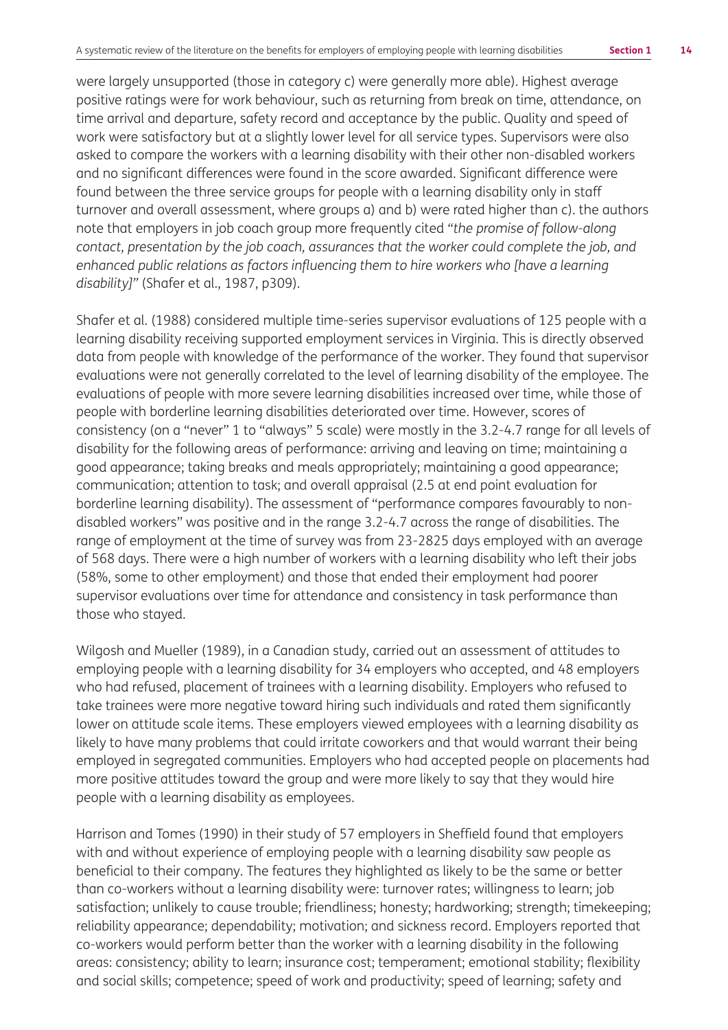were largely unsupported (those in category c) were generally more able). Highest average positive ratings were for work behaviour, such as returning from break on time, attendance, on time arrival and departure, safety record and acceptance by the public. Quality and speed of work were satisfactory but at a slightly lower level for all service types. Supervisors were also asked to compare the workers with a learning disability with their other non-disabled workers and no significant differences were found in the score awarded. Significant difference were found between the three service groups for people with a learning disability only in staff turnover and overall assessment, where groups a) and b) were rated higher than c). the authors note that employers in job coach group more frequently cited *"the promise of follow-along contact, presentation by the job coach, assurances that the worker could complete the job, and enhanced public relations as factors influencing them to hire workers who [have a learning disability]"* (Shafer et al., 1987, p309).

Shafer et al. (1988) considered multiple time-series supervisor evaluations of 125 people with a learning disability receiving supported employment services in Virginia. This is directly observed data from people with knowledge of the performance of the worker. They found that supervisor evaluations were not generally correlated to the level of learning disability of the employee. The evaluations of people with more severe learning disabilities increased over time, while those of people with borderline learning disabilities deteriorated over time. However, scores of consistency (on a "never" 1 to "always" 5 scale) were mostly in the 3.2-4.7 range for all levels of disability for the following areas of performance: arriving and leaving on time; maintaining a good appearance; taking breaks and meals appropriately; maintaining a good appearance; communication; attention to task; and overall appraisal (2.5 at end point evaluation for borderline learning disability). The assessment of "performance compares favourably to non-disabled workers" was positive and in the range 3.2-4.7 across the range of disabilities. The range of employment at the time of survey was from 23-2825 days employed with an average of 568 days. There were a high number of workers with a learning disability who left their jobs (58%, some to other employment) and those that ended their employment had poorer supervisor evaluations over time for attendance and consistency in task performance than those who stayed.

Wilgosh and Mueller (1989), in a Canadian study, carried out an assessment of attitudes to employing people with a learning disability for 34 employers who accepted, and 48 employers who had refused, placement of trainees with a learning disability. Employers who refused to take trainees were more negative toward hiring such individuals and rated them significantly lower on attitude scale items. These employers viewed employees with a learning disability as likely to have many problems that could irritate coworkers and that would warrant their being employed in segregated communities. Employers who had accepted people on placements had more positive attitudes toward the group and were more likely to say that they would hire people with a learning disability as employees.

Harrison and Tomes (1990) in their study of 57 employers in Sheffield found that employers with and without experience of employing people with a learning disability saw people as beneficial to their company. The features they highlighted as likely to be the same or better than co-workers without a learning disability were: turnover rates; willingness to learn; job satisfaction; unlikely to cause trouble; friendliness; honesty; hardworking; strength; timekeeping; reliability appearance; dependability; motivation; and sickness record. Employers reported that co-workers would perform better than the worker with a learning disability in the following areas: consistency; ability to learn; insurance cost; temperament; emotional stability; flexibility and social skills; competence; speed of work and productivity; speed of learning; safety and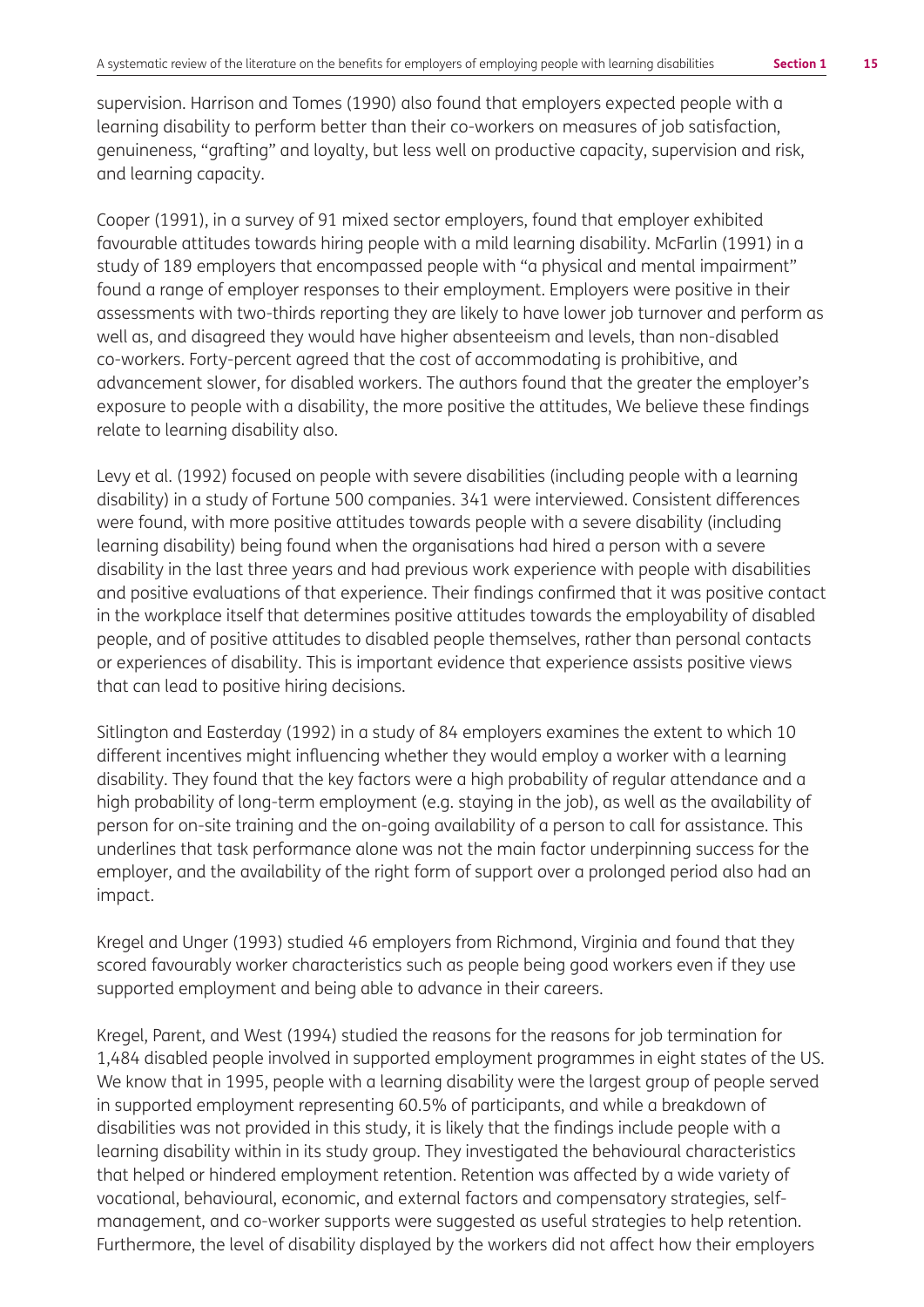supervision. Harrison and Tomes (1990) also found that employers expected people with a learning disability to perform better than their co-workers on measures of job satisfaction, genuineness, "grafting" and loyalty, but less well on productive capacity, supervision and risk, and learning capacity.

Cooper (1991), in a survey of 91 mixed sector employers, found that employer exhibited favourable attitudes towards hiring people with a mild learning disability. McFarlin (1991) in a study of 189 employers that encompassed people with "a physical and mental impairment" found a range of employer responses to their employment. Employers were positive in their assessments with two-thirds reporting they are likely to have lower job turnover and perform as well as, and disagreed they would have higher absenteeism and levels, than non-disabled co-workers. Forty-percent agreed that the cost of accommodating is prohibitive, and advancement slower, for disabled workers. The authors found that the greater the employer's exposure to people with a disability, the more positive the attitudes, We believe these findings relate to learning disability also.

Levy et al. (1992) focused on people with severe disabilities (including people with a learning disability) in a study of Fortune 500 companies. 341 were interviewed. Consistent differences were found, with more positive attitudes towards people with a severe disability (including learning disability) being found when the organisations had hired a person with a severe disability in the last three years and had previous work experience with people with disabilities and positive evaluations of that experience. Their findings confirmed that it was positive contact in the workplace itself that determines positive attitudes towards the employability of disabled people, and of positive attitudes to disabled people themselves, rather than personal contacts or experiences of disability. This is important evidence that experience assists positive views that can lead to positive hiring decisions.

Sitlington and Easterday (1992) in a study of 84 employers examines the extent to which 10 different incentives might influencing whether they would employ a worker with a learning disability. They found that the key factors were a high probability of regular attendance and a high probability of long-term employment (e.g. staying in the job), as well as the availability of person for on-site training and the on-going availability of a person to call for assistance. This underlines that task performance alone was not the main factor underpinning success for the employer, and the availability of the right form of support over a prolonged period also had an impact.

Kregel and Unger (1993) studied 46 employers from Richmond, Virginia and found that they scored favourably worker characteristics such as people being good workers even if they use supported employment and being able to advance in their careers.

Kregel, Parent, and West (1994) studied the reasons for the reasons for job termination for 1,484 disabled people involved in supported employment programmes in eight states of the US. We know that in 1995, people with a learning disability were the largest group of people served in supported employment representing 60.5% of participants, and while a breakdown of disabilities was not provided in this study, it is likely that the findings include people with a learning disability within in its study group. They investigated the behavioural characteristics that helped or hindered employment retention. Retention was affected by a wide variety of vocational, behavioural, economic, and external factors and compensatory strategies, self-management, and co-worker supports were suggested as useful strategies to help retention. Furthermore, the level of disability displayed by the workers did not affect how their employers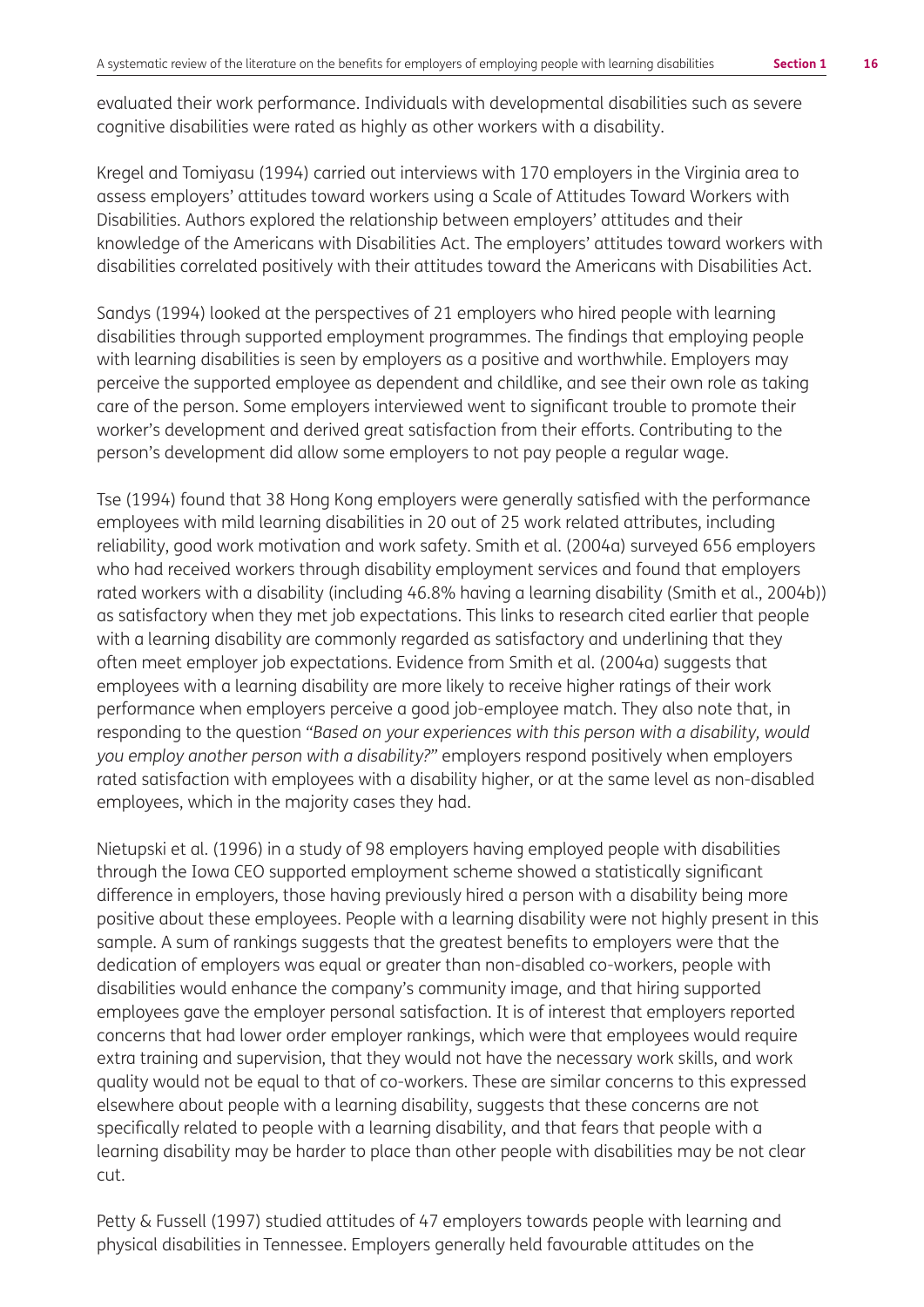evaluated their work performance. Individuals with developmental disabilities such as severe cognitive disabilities were rated as highly as other workers with a disability.

Kregel and Tomiyasu (1994) carried out interviews with 170 employers in the Virginia area to assess employers' attitudes toward workers using a Scale of Attitudes Toward Workers with Disabilities. Authors explored the relationship between employers' attitudes and their knowledge of the Americans with Disabilities Act. The employers' attitudes toward workers with disabilities correlated positively with their attitudes toward the Americans with Disabilities Act.

Sandys (1994) looked at the perspectives of 21 employers who hired people with learning disabilities through supported employment programmes. The findings that employing people with learning disabilities is seen by employers as a positive and worthwhile. Employers may perceive the supported employee as dependent and childlike, and see their own role as taking care of the person. Some employers interviewed went to significant trouble to promote their worker's development and derived great satisfaction from their efforts. Contributing to the person's development did allow some employers to not pay people a regular wage.

Tse (1994) found that 38 Hong Kong employers were generally satisfied with the performance employees with mild learning disabilities in 20 out of 25 work related attributes, including reliability, good work motivation and work safety. Smith et al. (2004a) surveyed 656 employers who had received workers through disability employment services and found that employers rated workers with a disability (including 46.8% having a learning disability (Smith et al., 2004b)) as satisfactory when they met job expectations. This links to research cited earlier that people with a learning disability are commonly regarded as satisfactory and underlining that they often meet employer job expectations. Evidence from Smith et al. (2004a) suggests that employees with a learning disability are more likely to receive higher ratings of their work performance when employers perceive a good job-employee match. They also note that, in responding to the question *"Based on your experiences with this person with a disability, would you employ another person with a disability?"* employers respond positively when employers rated satisfaction with employees with a disability higher, or at the same level as non-disabled employees, which in the majority cases they had.

Nietupski et al. (1996) in a study of 98 employers having employed people with disabilities through the Iowa CEO supported employment scheme showed a statistically significant difference in employers, those having previously hired a person with a disability being more positive about these employees. People with a learning disability were not highly present in this sample. A sum of rankings suggests that the greatest benefits to employers were that the dedication of employers was equal or greater than non-disabled co-workers, people with disabilities would enhance the company's community image, and that hiring supported employees gave the employer personal satisfaction. It is of interest that employers reported concerns that had lower order employer rankings, which were that employees would require extra training and supervision, that they would not have the necessary work skills, and work quality would not be equal to that of co-workers. These are similar concerns to this expressed elsewhere about people with a learning disability, suggests that these concerns are not specifically related to people with a learning disability, and that fears that people with a learning disability may be harder to place than other people with disabilities may be not clear cut.

Petty & Fussell (1997) studied attitudes of 47 employers towards people with learning and physical disabilities in Tennessee. Employers generally held favourable attitudes on the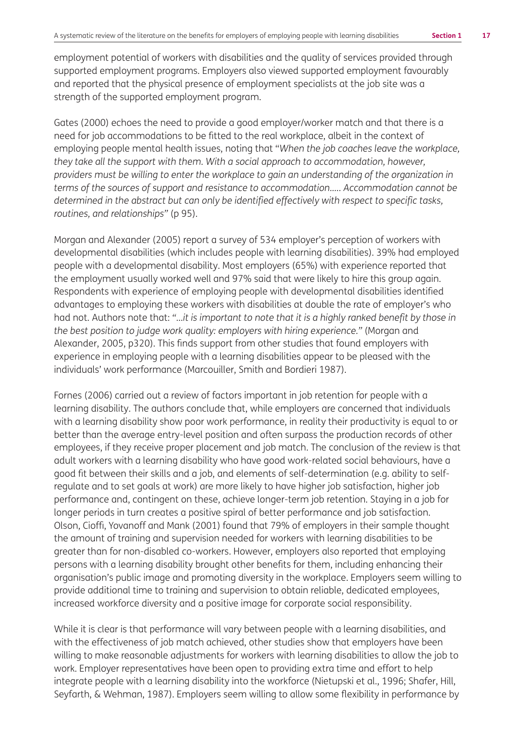employment potential of workers with disabilities and the quality of services provided through supported employment programs. Employers also viewed supported employment favourably and reported that the physical presence of employment specialists at the job site was a strength of the supported employment program.

Gates (2000) echoes the need to provide a good employer/worker match and that there is a need for job accommodations to be fitted to the real workplace, albeit in the context of employing people mental health issues, noting that "*When the job coaches leave the workplace, they take all the support with them. With a social approach to accommodation, however, providers must be willing to enter the workplace to gain an understanding of the organization in terms of the sources of support and resistance to accommodation….. Accommodation cannot be determined in the abstract but can only be identified effectively with respect to specific tasks, routines, and relationships*" (p 95).

Morgan and Alexander (2005) report a survey of 534 employer's perception of workers with developmental disabilities (which includes people with learning disabilities). 39% had employed people with a developmental disability. Most employers (65%) with experience reported that the employment usually worked well and 97% said that were likely to hire this group again. Respondents with experience of employing people with developmental disabilities identified advantages to employing these workers with disabilities at double the rate of employer's who had not. Authors note that: "*…it is important to note that it is a highly ranked benefit by those in the best position to judge work quality: employers with hiring experience.*" (Morgan and Alexander, 2005, p320). This finds support from other studies that found employers with experience in employing people with a learning disabilities appear to be pleased with the individuals' work performance (Marcouiller, Smith and Bordieri 1987).

Fornes (2006) carried out a review of factors important in job retention for people with a learning disability. The authors conclude that, while employers are concerned that individuals with a learning disability show poor work performance, in reality their productivity is equal to or better than the average entry-level position and often surpass the production records of other employees, if they receive proper placement and job match. The conclusion of the review is that adult workers with a learning disability who have good work-related social behaviours, have a good fit between their skills and a job, and elements of self-determination (e.g. ability to self-regulate and to set goals at work) are more likely to have higher job satisfaction, higher job performance and, contingent on these, achieve longer-term job retention. Staying in a job for longer periods in turn creates a positive spiral of better performance and job satisfaction. Olson, Cioffi, Yovanoff and Mank (2001) found that 79% of employers in their sample thought the amount of training and supervision needed for workers with learning disabilities to be greater than for non-disabled co-workers. However, employers also reported that employing persons with a learning disability brought other benefits for them, including enhancing their organisation's public image and promoting diversity in the workplace. Employers seem willing to provide additional time to training and supervision to obtain reliable, dedicated employees, increased workforce diversity and a positive image for corporate social responsibility.

While it is clear is that performance will vary between people with a learning disabilities, and with the effectiveness of job match achieved, other studies show that employers have been willing to make reasonable adjustments for workers with learning disabilities to allow the job to work. Employer representatives have been open to providing extra time and effort to help integrate people with a learning disability into the workforce (Nietupski et al., 1996; Shafer, Hill, Seyfarth, & Wehman, 1987). Employers seem willing to allow some flexibility in performance by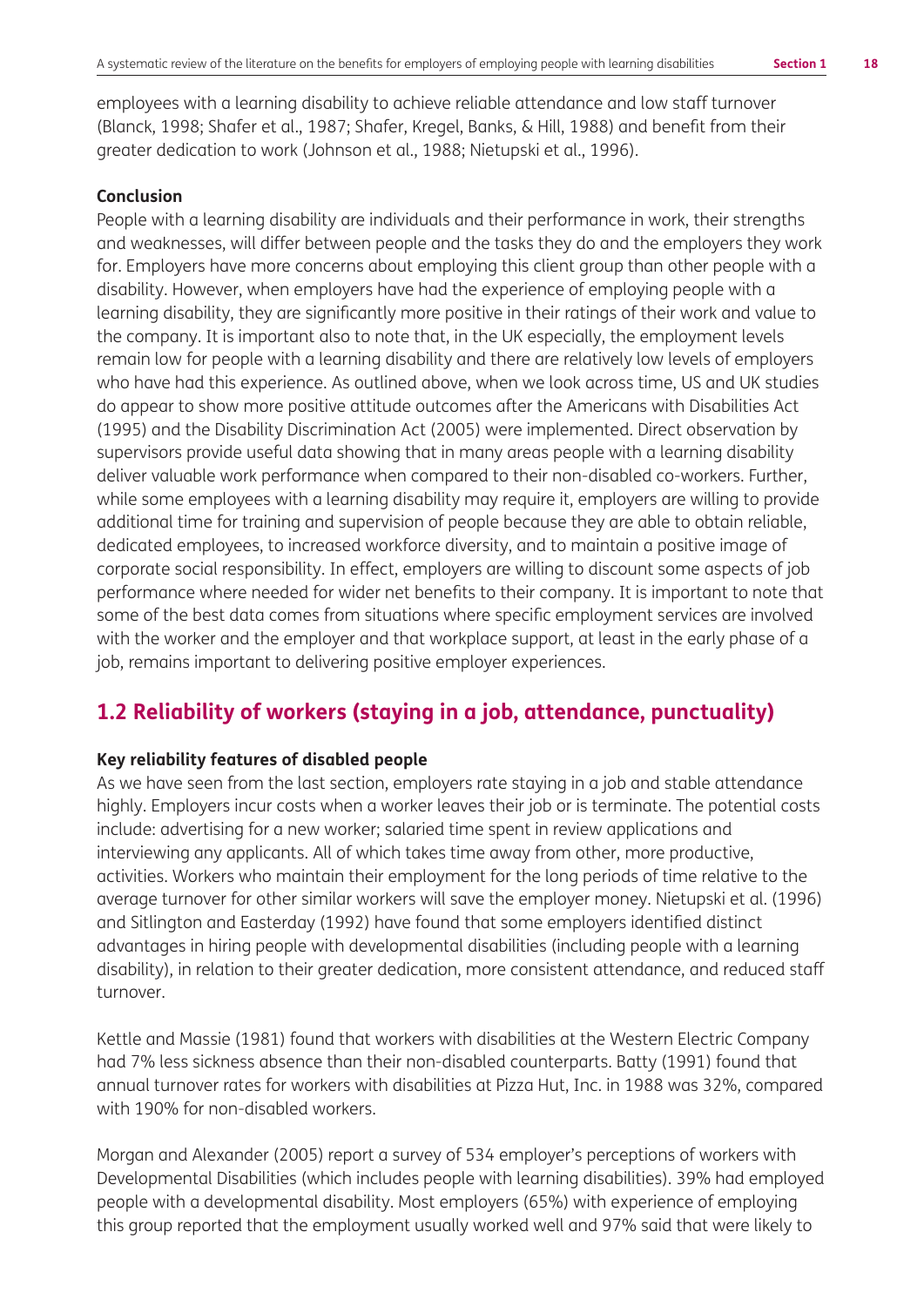employees with a learning disability to achieve reliable attendance and low staff turnover (Blanck, 1998; Shafer et al., 1987; Shafer, Kregel, Banks, & Hill, 1988) and benefit from their greater dedication to work (Johnson et al., 1988; Nietupski et al., 1996).

**Conclusion**

People with a learning disability are individuals and their performance in work, their strengths and weaknesses, will differ between people and the tasks they do and the employers they work for. Employers have more concerns about employing this client group than other people with a disability. However, when employers have had the experience of employing people with a learning disability, they are significantly more positive in their ratings of their work and value to the company. It is important also to note that, in the UK especially, the employment levels remain low for people with a learning disability and there are relatively low levels of employers who have had this experience. As outlined above, when we look across time, US and UK studies do appear to show more positive attitude outcomes after the Americans with Disabilities Act (1995) and the Disability Discrimination Act (2005) were implemented. Direct observation by supervisors provide useful data showing that in many areas people with a learning disability deliver valuable work performance when compared to their non-disabled co-workers. Further, while some employees with a learning disability may require it, employers are willing to provide additional time for training and supervision of people because they are able to obtain reliable, dedicated employees, to increased workforce diversity, and to maintain a positive image of corporate social responsibility. In effect, employers are willing to discount some aspects of job performance where needed for wider net benefits to their company. It is important to note that some of the best data comes from situations where specific employment services are involved with the worker and the employer and that workplace support, at least in the early phase of a job, remains important to delivering positive employer experiences.

## 1.2 Reliability of workers (staying in a job, attendance, punctuality)

**Key reliability features of disabled people**

As we have seen from the last section, employers rate staying in a job and stable attendance highly. Employers incur costs when a worker leaves their job or is terminate. The potential costs include: advertising for a new worker; salaried time spent in review applications and interviewing any applicants. All of which takes time away from other, more productive, activities. Workers who maintain their employment for the long periods of time relative to the average turnover for other similar workers will save the employer money. Nietupski et al. (1996) and Sitlington and Easterday (1992) have found that some employers identified distinct advantages in hiring people with developmental disabilities (including people with a learning disability), in relation to their greater dedication, more consistent attendance, and reduced staff turnover.

Kettle and Massie (1981) found that workers with disabilities at the Western Electric Company had 7% less sickness absence than their non-disabled counterparts. Batty (1991) found that annual turnover rates for workers with disabilities at Pizza Hut, Inc. in 1988 was 32%, compared with 190% for non-disabled workers.

Morgan and Alexander (2005) report a survey of 534 employer's perceptions of workers with Developmental Disabilities (which includes people with learning disabilities). 39% had employed people with a developmental disability. Most employers (65%) with experience of employing this group reported that the employment usually worked well and 97% said that were likely to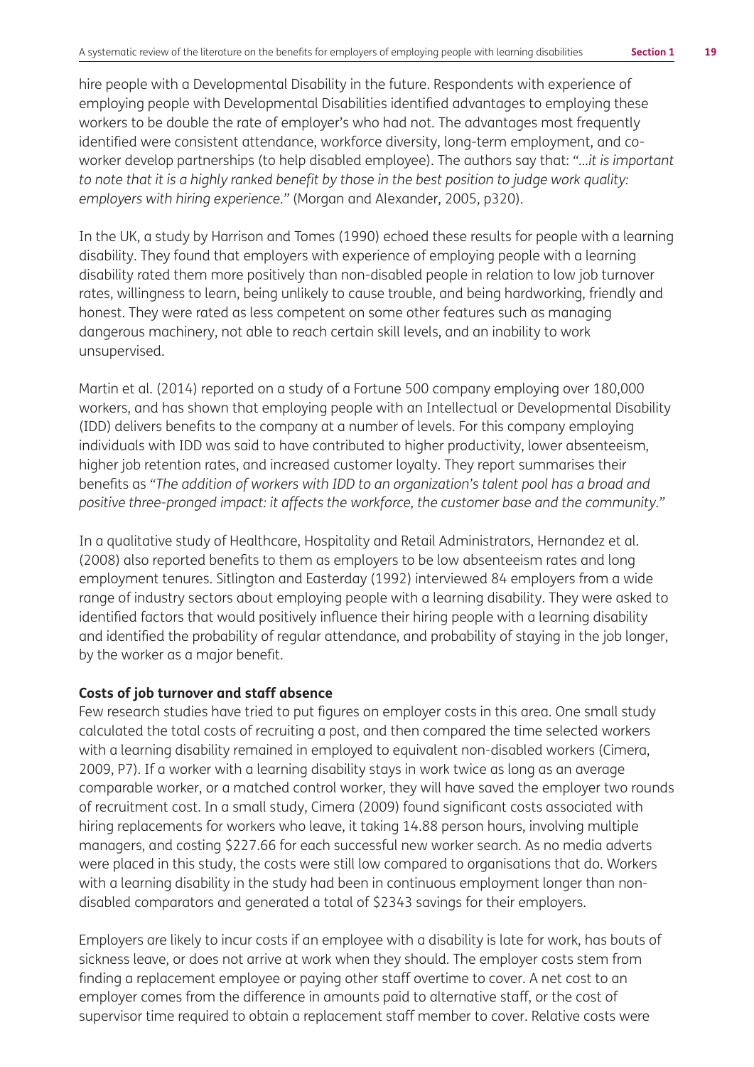hire people with a Developmental Disability in the future. Respondents with experience of employing people with Developmental Disabilities identified advantages to employing these workers to be double the rate of employer's who had not. The advantages most frequently identified were consistent attendance, workforce diversity, long-term employment, and co-worker develop partnerships (to help disabled employee). The authors say that: *"...it is important to note that it is a highly ranked benefit by those in the best position to judge work quality: employers with hiring experience."* (Morgan and Alexander, 2005, p320).

In the UK, a study by Harrison and Tomes (1990) echoed these results for people with a learning disability. They found that employers with experience of employing people with a learning disability rated them more positively than non-disabled people in relation to low job turnover rates, willingness to learn, being unlikely to cause trouble, and being hardworking, friendly and honest. They were rated as less competent on some other features such as managing dangerous machinery, not able to reach certain skill levels, and an inability to work unsupervised.

Martin et al. (2014) reported on a study of a Fortune 500 company employing over 180,000 workers, and has shown that employing people with an Intellectual or Developmental Disability (IDD) delivers benefits to the company at a number of levels. For this company employing individuals with IDD was said to have contributed to higher productivity, lower absenteeism, higher job retention rates, and increased customer loyalty. They report summarises their benefits as *"The addition of workers with IDD to an organization's talent pool has a broad and positive three-pronged impact: it affects the workforce, the customer base and the community."*

In a qualitative study of Healthcare, Hospitality and Retail Administrators, Hernandez et al. (2008) also reported benefits to them as employers to be low absenteeism rates and long employment tenures. Sitlington and Easterday (1992) interviewed 84 employers from a wide range of industry sectors about employing people with a learning disability. They were asked to identified factors that would positively influence their hiring people with a learning disability and identified the probability of regular attendance, and probability of staying in the job longer, by the worker as a major benefit.

**Costs of job turnover and staff absence**

Few research studies have tried to put figures on employer costs in this area. One small study calculated the total costs of recruiting a post, and then compared the time selected workers with a learning disability remained in employed to equivalent non-disabled workers (Cimera, 2009, P7). If a worker with a learning disability stays in work twice as long as an average comparable worker, or a matched control worker, they will have saved the employer two rounds of recruitment cost. In a small study, Cimera (2009) found significant costs associated with hiring replacements for workers who leave, it taking 14.88 person hours, involving multiple managers, and costing $227.66 for each successful new worker search. As no media adverts were placed in this study, the costs were still low compared to organisations that do. Workers with a learning disability in the study had been in continuous employment longer than non-disabled comparators and generated a total of $2343 savings for their employers.

Employers are likely to incur costs if an employee with a disability is late for work, has bouts of sickness leave, or does not arrive at work when they should. The employer costs stem from finding a replacement employee or paying other staff overtime to cover. A net cost to an employer comes from the difference in amounts paid to alternative staff, or the cost of supervisor time required to obtain a replacement staff member to cover. Relative costs were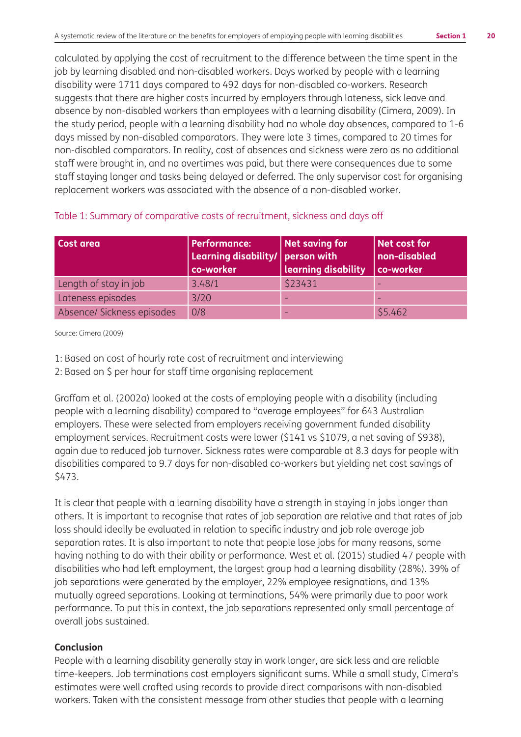calculated by applying the cost of recruitment to the difference between the time spent in the job by learning disabled and non-disabled workers. Days worked by people with a learning disability were 1711 days compared to 492 days for non-disabled co-workers. Research suggests that there are higher costs incurred by employers through lateness, sick leave and absence by non-disabled workers than employees with a learning disability (Cimera, 2009). In the study period, people with a learning disability had no whole day absences, compared to 1-6 days missed by non-disabled comparators. They were late 3 times, compared to 20 times for non-disabled comparators. In reality, cost of absences and sickness were zero as no additional staff were brought in, and no overtimes was paid, but there were consequences due to some staff staying longer and tasks being delayed or deferred. The only supervisor cost for organising replacement workers was associated with the absence of a non-disabled worker.

Table 1: Summary of comparative costs of recruitment, sickness and days off

| Cost area | Performance: Learning disability/ co-worker | Net saving for person with learning disability | Net cost for non-disabled co-worker |
|---|---|---|---|
| Length of stay in job | 3.48/1 | $23431 | - |
| Lateness episodes | 3/20 | - | - |
| Absence/ Sickness episodes | 0/8 | - | $5.462 |

Source: Cimera (2009)

1: Based on cost of hourly rate cost of recruitment and interviewing
2: Based on $ per hour for staff time organising replacement

Graffam et al. (2002a) looked at the costs of employing people with a disability (including people with a learning disability) compared to "average employees" for 643 Australian employers. These were selected from employers receiving government funded disability employment services. Recruitment costs were lower ($141 vs $1079, a net saving of $938), again due to reduced job turnover. Sickness rates were comparable at 8.3 days for people with disabilities compared to 9.7 days for non-disabled co-workers but yielding net cost savings of $473.

It is clear that people with a learning disability have a strength in staying in jobs longer than others. It is important to recognise that rates of job separation are relative and that rates of job loss should ideally be evaluated in relation to specific industry and job role average job separation rates. It is also important to note that people lose jobs for many reasons, some having nothing to do with their ability or performance. West et al. (2015) studied 47 people with disabilities who had left employment, the largest group had a learning disability (28%). 39% of job separations were generated by the employer, 22% employee resignations, and 13% mutually agreed separations. Looking at terminations, 54% were primarily due to poor work performance. To put this in context, the job separations represented only small percentage of overall jobs sustained.

**Conclusion**

People with a learning disability generally stay in work longer, are sick less and are reliable time-keepers. Job terminations cost employers significant sums. While a small study, Cimera's estimates were well crafted using records to provide direct comparisons with non-disabled workers. Taken with the consistent message from other studies that people with a learning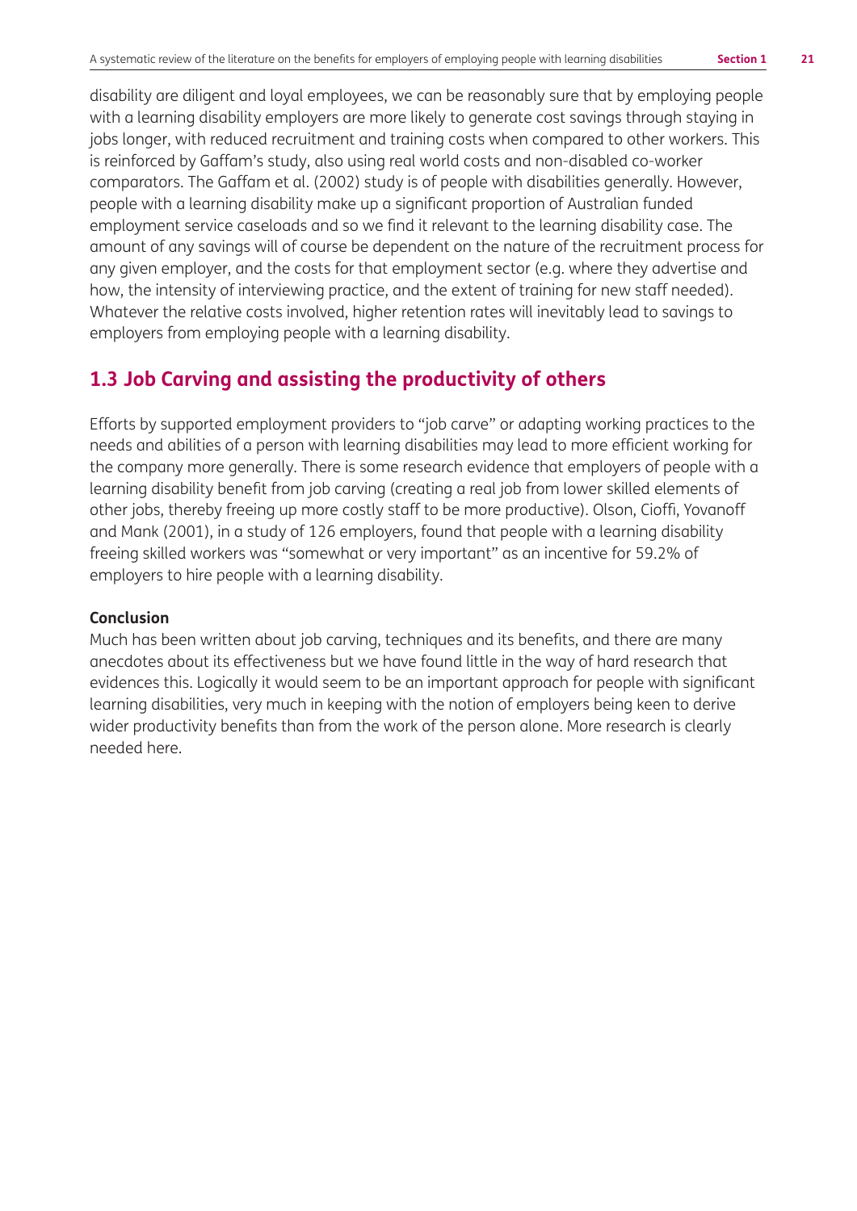disability are diligent and loyal employees, we can be reasonably sure that by employing people with a learning disability employers are more likely to generate cost savings through staying in jobs longer, with reduced recruitment and training costs when compared to other workers. This is reinforced by Gaffam's study, also using real world costs and non-disabled co-worker comparators. The Gaffam et al. (2002) study is of people with disabilities generally. However, people with a learning disability make up a significant proportion of Australian funded employment service caseloads and so we find it relevant to the learning disability case. The amount of any savings will of course be dependent on the nature of the recruitment process for any given employer, and the costs for that employment sector (e.g. where they advertise and how, the intensity of interviewing practice, and the extent of training for new staff needed). Whatever the relative costs involved, higher retention rates will inevitably lead to savings to employers from employing people with a learning disability.

## 1.3 Job Carving and assisting the productivity of others

Efforts by supported employment providers to "job carve" or adapting working practices to the needs and abilities of a person with learning disabilities may lead to more efficient working for the company more generally. There is some research evidence that employers of people with a learning disability benefit from job carving (creating a real job from lower skilled elements of other jobs, thereby freeing up more costly staff to be more productive). Olson, Cioffi, Yovanoff and Mank (2001), in a study of 126 employers, found that people with a learning disability freeing skilled workers was "somewhat or very important" as an incentive for 59.2% of employers to hire people with a learning disability.

**Conclusion**

Much has been written about job carving, techniques and its benefits, and there are many anecdotes about its effectiveness but we have found little in the way of hard research that evidences this. Logically it would seem to be an important approach for people with significant learning disabilities, very much in keeping with the notion of employers being keen to derive wider productivity benefits than from the work of the person alone. More research is clearly needed here.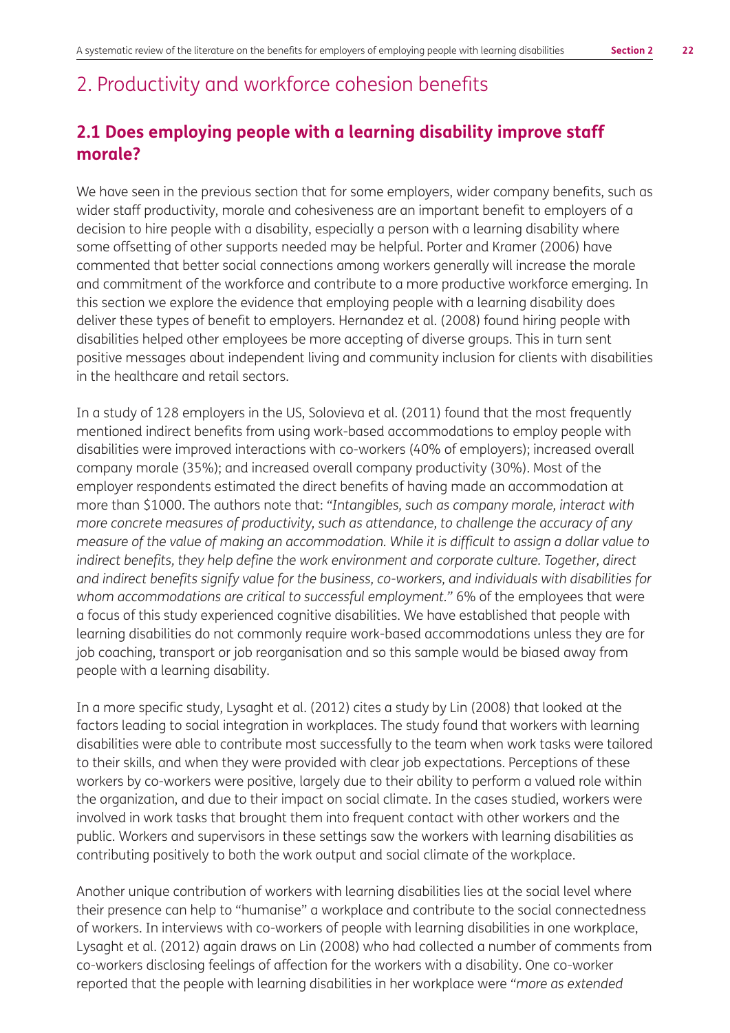## 2. Productivity and workforce cohesion benefits

### 2.1 Does employing people with a learning disability improve staff morale?

We have seen in the previous section that for some employers, wider company benefits, such as wider staff productivity, morale and cohesiveness are an important benefit to employers of a decision to hire people with a disability, especially a person with a learning disability where some offsetting of other supports needed may be helpful. Porter and Kramer (2006) have commented that better social connections among workers generally will increase the morale and commitment of the workforce and contribute to a more productive workforce emerging. In this section we explore the evidence that employing people with a learning disability does deliver these types of benefit to employers. Hernandez et al. (2008) found hiring people with disabilities helped other employees be more accepting of diverse groups. This in turn sent positive messages about independent living and community inclusion for clients with disabilities in the healthcare and retail sectors.

In a study of 128 employers in the US, Solovieva et al. (2011) found that the most frequently mentioned indirect benefits from using work-based accommodations to employ people with disabilities were improved interactions with co-workers (40% of employers); increased overall company morale (35%); and increased overall company productivity (30%). Most of the employer respondents estimated the direct benefits of having made an accommodation at more than $1000. The authors note that: *"Intangibles, such as company morale, interact with more concrete measures of productivity, such as attendance, to challenge the accuracy of any measure of the value of making an accommodation. While it is difficult to assign a dollar value to indirect benefits, they help define the work environment and corporate culture. Together, direct and indirect benefits signify value for the business, co-workers, and individuals with disabilities for whom accommodations are critical to successful employment."* 6% of the employees that were a focus of this study experienced cognitive disabilities. We have established that people with learning disabilities do not commonly require work-based accommodations unless they are for job coaching, transport or job reorganisation and so this sample would be biased away from people with a learning disability.

In a more specific study, Lysaght et al. (2012) cites a study by Lin (2008) that looked at the factors leading to social integration in workplaces. The study found that workers with learning disabilities were able to contribute most successfully to the team when work tasks were tailored to their skills, and when they were provided with clear job expectations. Perceptions of these workers by co-workers were positive, largely due to their ability to perform a valued role within the organization, and due to their impact on social climate. In the cases studied, workers were involved in work tasks that brought them into frequent contact with other workers and the public. Workers and supervisors in these settings saw the workers with learning disabilities as contributing positively to both the work output and social climate of the workplace.

Another unique contribution of workers with learning disabilities lies at the social level where their presence can help to "humanise" a workplace and contribute to the social connectedness of workers. In interviews with co-workers of people with learning disabilities in one workplace, Lysaght et al. (2012) again draws on Lin (2008) who had collected a number of comments from co-workers disclosing feelings of affection for the workers with a disability. One co-worker reported that the people with learning disabilities in her workplace were *"more as extended*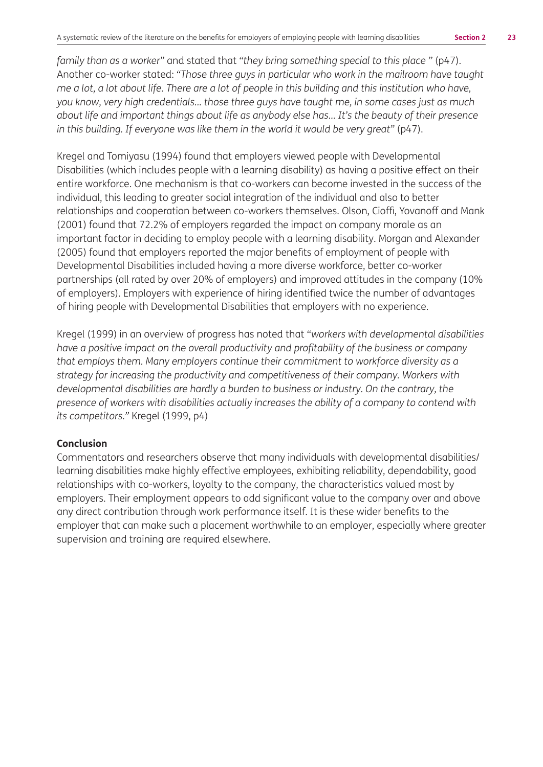*family than as a worker"* and stated that *"they bring something special to this place "* (p47). Another co-worker stated: *"Those three guys in particular who work in the mailroom have taught me a lot, a lot about life. There are a lot of people in this building and this institution who have, you know, very high credentials… those three guys have taught me, in some cases just as much about life and important things about life as anybody else has… It's the beauty of their presence in this building. If everyone was like them in the world it would be very great"* (p47).

Kregel and Tomiyasu (1994) found that employers viewed people with Developmental Disabilities (which includes people with a learning disability) as having a positive effect on their entire workforce. One mechanism is that co-workers can become invested in the success of the individual, this leading to greater social integration of the individual and also to better relationships and cooperation between co-workers themselves. Olson, Cioffi, Yovanoff and Mank (2001) found that 72.2% of employers regarded the impact on company morale as an important factor in deciding to employ people with a learning disability. Morgan and Alexander (2005) found that employers reported the major benefits of employment of people with Developmental Disabilities included having a more diverse workforce, better co-worker partnerships (all rated by over 20% of employers) and improved attitudes in the company (10% of employers). Employers with experience of hiring identified twice the number of advantages of hiring people with Developmental Disabilities that employers with no experience.

Kregel (1999) in an overview of progress has noted that *"workers with developmental disabilities have a positive impact on the overall productivity and profitability of the business or company that employs them. Many employers continue their commitment to workforce diversity as a strategy for increasing the productivity and competitiveness of their company. Workers with developmental disabilities are hardly a burden to business or industry. On the contrary, the presence of workers with disabilities actually increases the ability of a company to contend with its competitors."* Kregel (1999, p4)

**Conclusion**

Commentators and researchers observe that many individuals with developmental disabilities/learning disabilities make highly effective employees, exhibiting reliability, dependability, good relationships with co-workers, loyalty to the company, the characteristics valued most by employers. Their employment appears to add significant value to the company over and above any direct contribution through work performance itself. It is these wider benefits to the employer that can make such a placement worthwhile to an employer, especially where greater supervision and training are required elsewhere.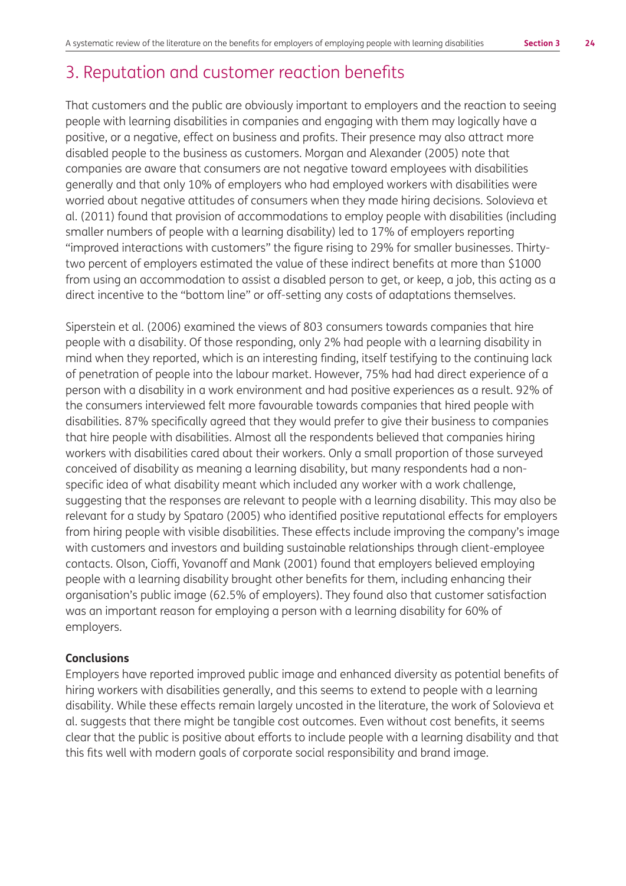## 3. Reputation and customer reaction benefits

That customers and the public are obviously important to employers and the reaction to seeing people with learning disabilities in companies and engaging with them may logically have a positive, or a negative, effect on business and profits. Their presence may also attract more disabled people to the business as customers. Morgan and Alexander (2005) note that companies are aware that consumers are not negative toward employees with disabilities generally and that only 10% of employers who had employed workers with disabilities were worried about negative attitudes of consumers when they made hiring decisions. Solovieva et al. (2011) found that provision of accommodations to employ people with disabilities (including smaller numbers of people with a learning disability) led to 17% of employers reporting "improved interactions with customers" the figure rising to 29% for smaller businesses. Thirty-two percent of employers estimated the value of these indirect benefits at more than $1000 from using an accommodation to assist a disabled person to get, or keep, a job, this acting as a direct incentive to the "bottom line" or off-setting any costs of adaptations themselves.

Siperstein et al. (2006) examined the views of 803 consumers towards companies that hire people with a disability. Of those responding, only 2% had people with a learning disability in mind when they reported, which is an interesting finding, itself testifying to the continuing lack of penetration of people into the labour market. However, 75% had had direct experience of a person with a disability in a work environment and had positive experiences as a result. 92% of the consumers interviewed felt more favourable towards companies that hired people with disabilities. 87% specifically agreed that they would prefer to give their business to companies that hire people with disabilities. Almost all the respondents believed that companies hiring workers with disabilities cared about their workers. Only a small proportion of those surveyed conceived of disability as meaning a learning disability, but many respondents had a non-specific idea of what disability meant which included any worker with a work challenge, suggesting that the responses are relevant to people with a learning disability. This may also be relevant for a study by Spataro (2005) who identified positive reputational effects for employers from hiring people with visible disabilities. These effects include improving the company's image with customers and investors and building sustainable relationships through client-employee contacts. Olson, Cioffi, Yovanoff and Mank (2001) found that employers believed employing people with a learning disability brought other benefits for them, including enhancing their organisation's public image (62.5% of employers). They found also that customer satisfaction was an important reason for employing a person with a learning disability for 60% of employers.

**Conclusions**

Employers have reported improved public image and enhanced diversity as potential benefits of hiring workers with disabilities generally, and this seems to extend to people with a learning disability. While these effects remain largely uncosted in the literature, the work of Solovieva et al. suggests that there might be tangible cost outcomes. Even without cost benefits, it seems clear that the public is positive about efforts to include people with a learning disability and that this fits well with modern goals of corporate social responsibility and brand image.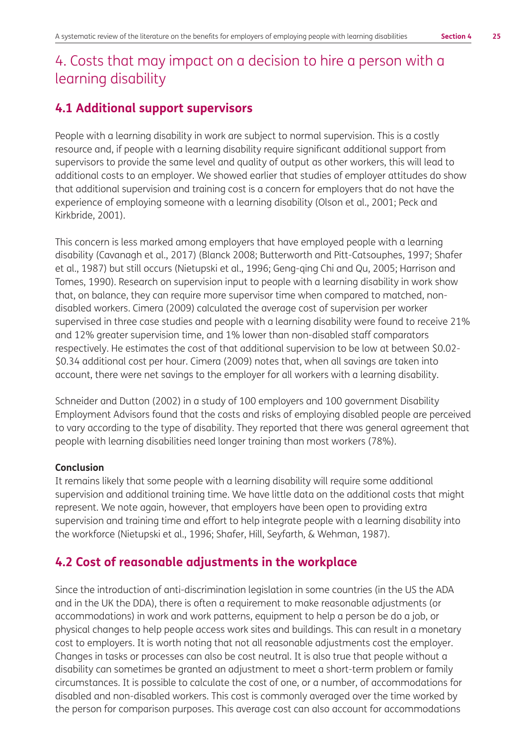# 4. Costs that may impact on a decision to hire a person with a learning disability

## 4.1 Additional support supervisors

People with a learning disability in work are subject to normal supervision. This is a costly resource and, if people with a learning disability require significant additional support from supervisors to provide the same level and quality of output as other workers, this will lead to additional costs to an employer. We showed earlier that studies of employer attitudes do show that additional supervision and training cost is a concern for employers that do not have the experience of employing someone with a learning disability (Olson et al., 2001; Peck and Kirkbride, 2001).

This concern is less marked among employers that have employed people with a learning disability (Cavanagh et al., 2017) (Blanck 2008; Butterworth and Pitt-Catsouphes, 1997; Shafer et al., 1987) but still occurs (Nietupski et al., 1996; Geng-qing Chi and Qu, 2005; Harrison and Tomes, 1990). Research on supervision input to people with a learning disability in work show that, on balance, they can require more supervisor time when compared to matched, non-disabled workers. Cimera (2009) calculated the average cost of supervision per worker supervised in three case studies and people with a learning disability were found to receive 21% and 12% greater supervision time, and 1% lower than non-disabled staff comparators respectively. He estimates the cost of that additional supervision to be low at between $0.02-$0.34 additional cost per hour. Cimera (2009) notes that, when all savings are taken into account, there were net savings to the employer for all workers with a learning disability.

Schneider and Dutton (2002) in a study of 100 employers and 100 government Disability Employment Advisors found that the costs and risks of employing disabled people are perceived to vary according to the type of disability. They reported that there was general agreement that people with learning disabilities need longer training than most workers (78%).

**Conclusion**

It remains likely that some people with a learning disability will require some additional supervision and additional training time. We have little data on the additional costs that might represent. We note again, however, that employers have been open to providing extra supervision and training time and effort to help integrate people with a learning disability into the workforce (Nietupski et al., 1996; Shafer, Hill, Seyfarth, & Wehman, 1987).

## 4.2 Cost of reasonable adjustments in the workplace

Since the introduction of anti-discrimination legislation in some countries (in the US the ADA and in the UK the DDA), there is often a requirement to make reasonable adjustments (or accommodations) in work and work patterns, equipment to help a person be do a job, or physical changes to help people access work sites and buildings. This can result in a monetary cost to employers. It is worth noting that not all reasonable adjustments cost the employer. Changes in tasks or processes can also be cost neutral. It is also true that people without a disability can sometimes be granted an adjustment to meet a short-term problem or family circumstances. It is possible to calculate the cost of one, or a number, of accommodations for disabled and non-disabled workers. This cost is commonly averaged over the time worked by the person for comparison purposes. This average cost can also account for accommodations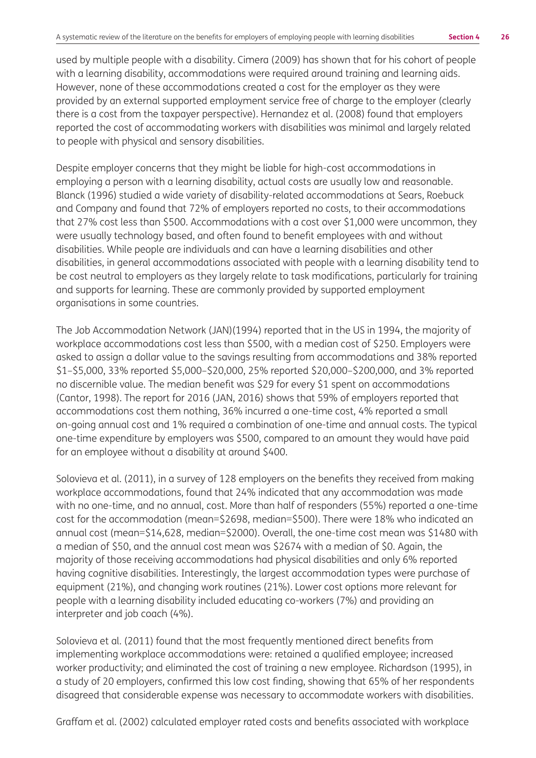used by multiple people with a disability. Cimera (2009) has shown that for his cohort of people with a learning disability, accommodations were required around training and learning aids. However, none of these accommodations created a cost for the employer as they were provided by an external supported employment service free of charge to the employer (clearly there is a cost from the taxpayer perspective). Hernandez et al. (2008) found that employers reported the cost of accommodating workers with disabilities was minimal and largely related to people with physical and sensory disabilities.

Despite employer concerns that they might be liable for high-cost accommodations in employing a person with a learning disability, actual costs are usually low and reasonable. Blanck (1996) studied a wide variety of disability-related accommodations at Sears, Roebuck and Company and found that 72% of employers reported no costs, to their accommodations that 27% cost less than $500. Accommodations with a cost over $1,000 were uncommon, they were usually technology based, and often found to benefit employees with and without disabilities. While people are individuals and can have a learning disabilities and other disabilities, in general accommodations associated with people with a learning disability tend to be cost neutral to employers as they largely relate to task modifications, particularly for training and supports for learning. These are commonly provided by supported employment organisations in some countries.

The Job Accommodation Network (JAN)(1994) reported that in the US in 1994, the majority of workplace accommodations cost less than $500, with a median cost of $250. Employers were asked to assign a dollar value to the savings resulting from accommodations and 38% reported $1–$5,000, 33% reported $5,000–$20,000, 25% reported $20,000–$200,000, and 3% reported no discernible value. The median benefit was $29 for every $1 spent on accommodations (Cantor, 1998). The report for 2016 (JAN, 2016) shows that 59% of employers reported that accommodations cost them nothing, 36% incurred a one-time cost, 4% reported a small on-going annual cost and 1% required a combination of one-time and annual costs. The typical one-time expenditure by employers was $500, compared to an amount they would have paid for an employee without a disability at around $400.

Solovieva et al. (2011), in a survey of 128 employers on the benefits they received from making workplace accommodations, found that 24% indicated that any accommodation was made with no one-time, and no annual, cost. More than half of responders (55%) reported a one-time cost for the accommodation (mean=$2698, median=$500). There were 18% who indicated an annual cost (mean=$14,628, median=$2000). Overall, the one-time cost mean was $1480 with a median of $50, and the annual cost mean was $2674 with a median of $0. Again, the majority of those receiving accommodations had physical disabilities and only 6% reported having cognitive disabilities. Interestingly, the largest accommodation types were purchase of equipment (21%), and changing work routines (21%). Lower cost options more relevant for people with a learning disability included educating co-workers (7%) and providing an interpreter and job coach (4%).

Solovieva et al. (2011) found that the most frequently mentioned direct benefits from implementing workplace accommodations were: retained a qualified employee; increased worker productivity; and eliminated the cost of training a new employee. Richardson (1995), in a study of 20 employers, confirmed this low cost finding, showing that 65% of her respondents disagreed that considerable expense was necessary to accommodate workers with disabilities.

Graffam et al. (2002) calculated employer rated costs and benefits associated with workplace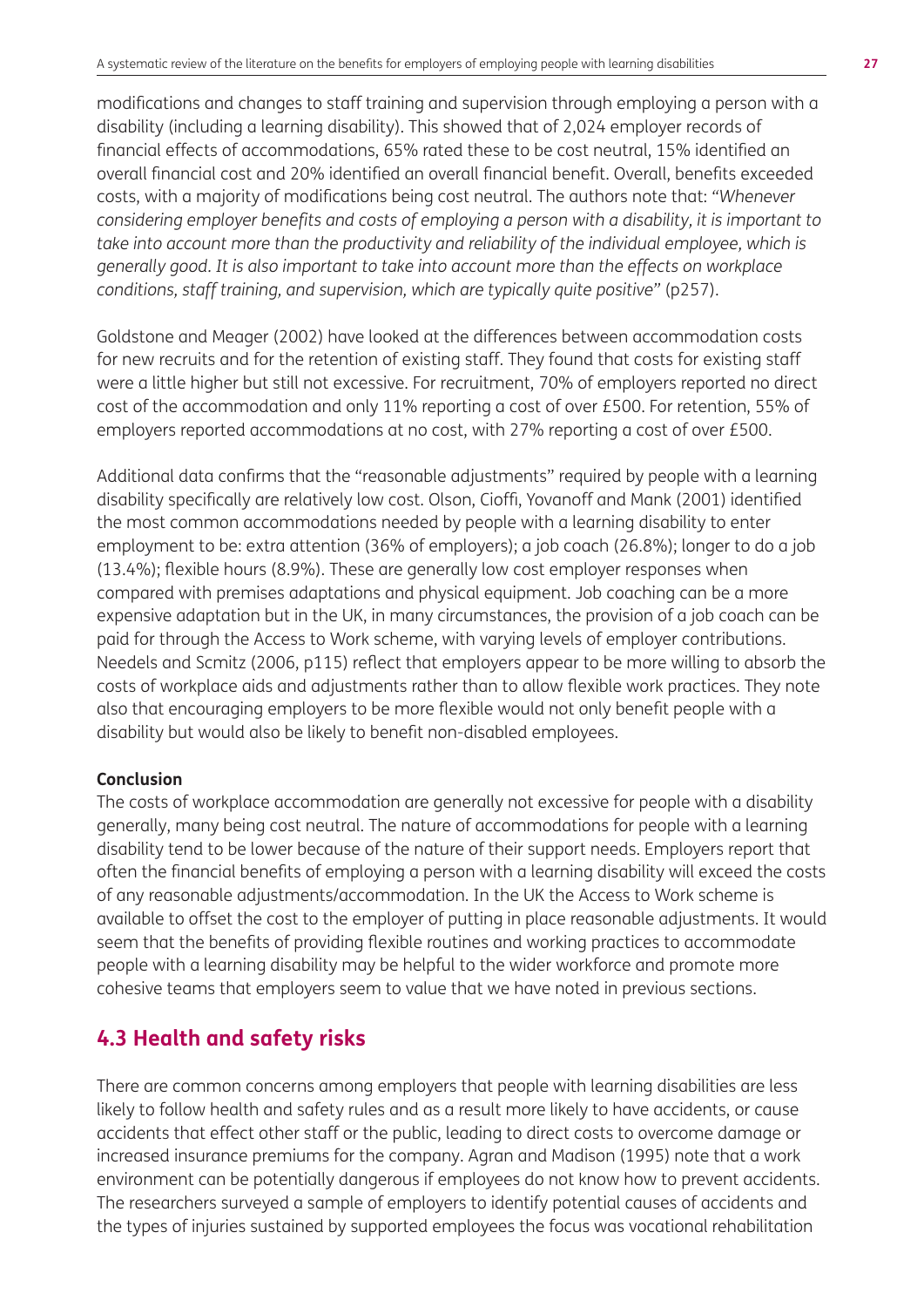modifications and changes to staff training and supervision through employing a person with a disability (including a learning disability). This showed that of 2,024 employer records of financial effects of accommodations, 65% rated these to be cost neutral, 15% identified an overall financial cost and 20% identified an overall financial benefit. Overall, benefits exceeded costs, with a majority of modifications being cost neutral. The authors note that: "*Whenever considering employer benefits and costs of employing a person with a disability, it is important to take into account more than the productivity and reliability of the individual employee, which is generally good. It is also important to take into account more than the effects on workplace conditions, staff training, and supervision, which are typically quite positive*" (p257).

Goldstone and Meager (2002) have looked at the differences between accommodation costs for new recruits and for the retention of existing staff. They found that costs for existing staff were a little higher but still not excessive. For recruitment, 70% of employers reported no direct cost of the accommodation and only 11% reporting a cost of over £500. For retention, 55% of employers reported accommodations at no cost, with 27% reporting a cost of over £500.

Additional data confirms that the "reasonable adjustments" required by people with a learning disability specifically are relatively low cost. Olson, Cioffi, Yovanoff and Mank (2001) identified the most common accommodations needed by people with a learning disability to enter employment to be: extra attention (36% of employers); a job coach (26.8%); longer to do a job (13.4%); flexible hours (8.9%). These are generally low cost employer responses when compared with premises adaptations and physical equipment. Job coaching can be a more expensive adaptation but in the UK, in many circumstances, the provision of a job coach can be paid for through the Access to Work scheme, with varying levels of employer contributions. Needels and Scmitz (2006, p115) reflect that employers appear to be more willing to absorb the costs of workplace aids and adjustments rather than to allow flexible work practices. They note also that encouraging employers to be more flexible would not only benefit people with a disability but would also be likely to benefit non-disabled employees.

**Conclusion**

The costs of workplace accommodation are generally not excessive for people with a disability generally, many being cost neutral. The nature of accommodations for people with a learning disability tend to be lower because of the nature of their support needs. Employers report that often the financial benefits of employing a person with a learning disability will exceed the costs of any reasonable adjustments/accommodation. In the UK the Access to Work scheme is available to offset the cost to the employer of putting in place reasonable adjustments. It would seem that the benefits of providing flexible routines and working practices to accommodate people with a learning disability may be helpful to the wider workforce and promote more cohesive teams that employers seem to value that we have noted in previous sections.

## 4.3 Health and safety risks

There are common concerns among employers that people with learning disabilities are less likely to follow health and safety rules and as a result more likely to have accidents, or cause accidents that effect other staff or the public, leading to direct costs to overcome damage or increased insurance premiums for the company. Agran and Madison (1995) note that a work environment can be potentially dangerous if employees do not know how to prevent accidents. The researchers surveyed a sample of employers to identify potential causes of accidents and the types of injuries sustained by supported employees the focus was vocational rehabilitation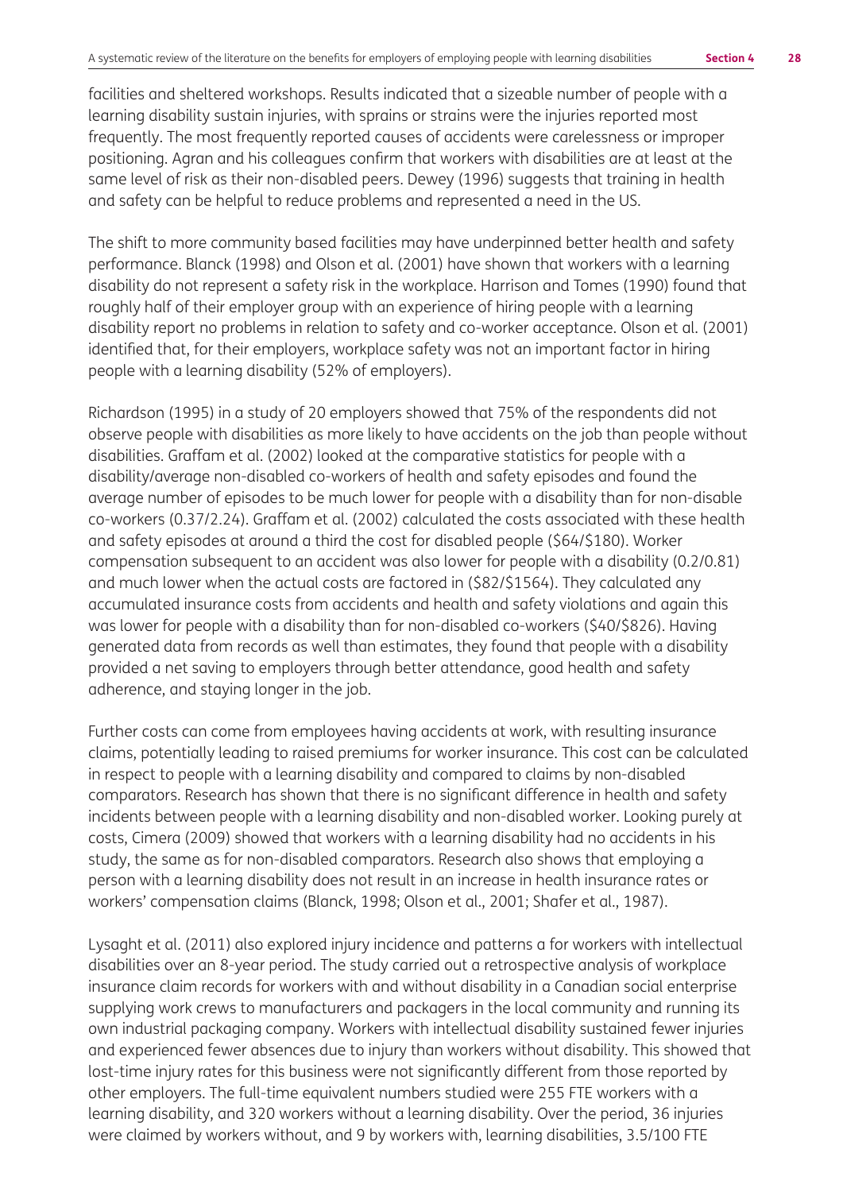facilities and sheltered workshops. Results indicated that a sizeable number of people with a learning disability sustain injuries, with sprains or strains were the injuries reported most frequently. The most frequently reported causes of accidents were carelessness or improper positioning. Agran and his colleagues confirm that workers with disabilities are at least at the same level of risk as their non-disabled peers. Dewey (1996) suggests that training in health and safety can be helpful to reduce problems and represented a need in the US.

The shift to more community based facilities may have underpinned better health and safety performance. Blanck (1998) and Olson et al. (2001) have shown that workers with a learning disability do not represent a safety risk in the workplace. Harrison and Tomes (1990) found that roughly half of their employer group with an experience of hiring people with a learning disability report no problems in relation to safety and co-worker acceptance. Olson et al. (2001) identified that, for their employers, workplace safety was not an important factor in hiring people with a learning disability (52% of employers).

Richardson (1995) in a study of 20 employers showed that 75% of the respondents did not observe people with disabilities as more likely to have accidents on the job than people without disabilities. Graffam et al. (2002) looked at the comparative statistics for people with a disability/average non-disabled co-workers of health and safety episodes and found the average number of episodes to be much lower for people with a disability than for non-disable co-workers (0.37/2.24). Graffam et al. (2002) calculated the costs associated with these health and safety episodes at around a third the cost for disabled people ($64/$180). Worker compensation subsequent to an accident was also lower for people with a disability (0.2/0.81) and much lower when the actual costs are factored in ($82/$1564). They calculated any accumulated insurance costs from accidents and health and safety violations and again this was lower for people with a disability than for non-disabled co-workers ($40/$826). Having generated data from records as well than estimates, they found that people with a disability provided a net saving to employers through better attendance, good health and safety adherence, and staying longer in the job.

Further costs can come from employees having accidents at work, with resulting insurance claims, potentially leading to raised premiums for worker insurance. This cost can be calculated in respect to people with a learning disability and compared to claims by non-disabled comparators. Research has shown that there is no significant difference in health and safety incidents between people with a learning disability and non-disabled worker. Looking purely at costs, Cimera (2009) showed that workers with a learning disability had no accidents in his study, the same as for non-disabled comparators. Research also shows that employing a person with a learning disability does not result in an increase in health insurance rates or workers' compensation claims (Blanck, 1998; Olson et al., 2001; Shafer et al., 1987).

Lysaght et al. (2011) also explored injury incidence and patterns a for workers with intellectual disabilities over an 8-year period. The study carried out a retrospective analysis of workplace insurance claim records for workers with and without disability in a Canadian social enterprise supplying work crews to manufacturers and packagers in the local community and running its own industrial packaging company. Workers with intellectual disability sustained fewer injuries and experienced fewer absences due to injury than workers without disability. This showed that lost-time injury rates for this business were not significantly different from those reported by other employers. The full-time equivalent numbers studied were 255 FTE workers with a learning disability, and 320 workers without a learning disability. Over the period, 36 injuries were claimed by workers without, and 9 by workers with, learning disabilities, 3.5/100 FTE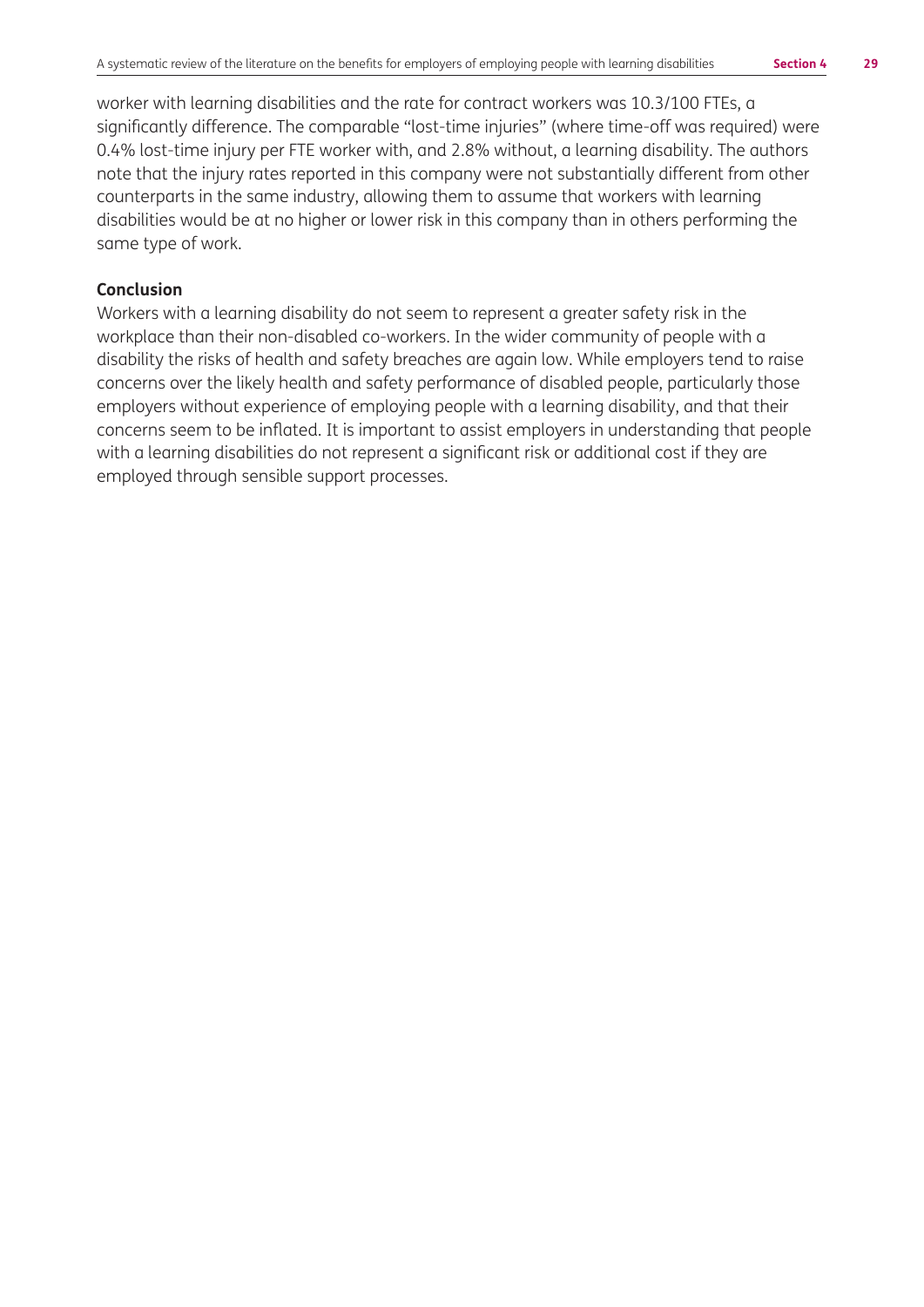worker with learning disabilities and the rate for contract workers was 10.3/100 FTEs, a significantly difference. The comparable "lost-time injuries" (where time-off was required) were 0.4% lost-time injury per FTE worker with, and 2.8% without, a learning disability. The authors note that the injury rates reported in this company were not substantially different from other counterparts in the same industry, allowing them to assume that workers with learning disabilities would be at no higher or lower risk in this company than in others performing the same type of work.

**Conclusion**

Workers with a learning disability do not seem to represent a greater safety risk in the workplace than their non-disabled co-workers. In the wider community of people with a disability the risks of health and safety breaches are again low. While employers tend to raise concerns over the likely health and safety performance of disabled people, particularly those employers without experience of employing people with a learning disability, and that their concerns seem to be inflated. It is important to assist employers in understanding that people with a learning disabilities do not represent a significant risk or additional cost if they are employed through sensible support processes.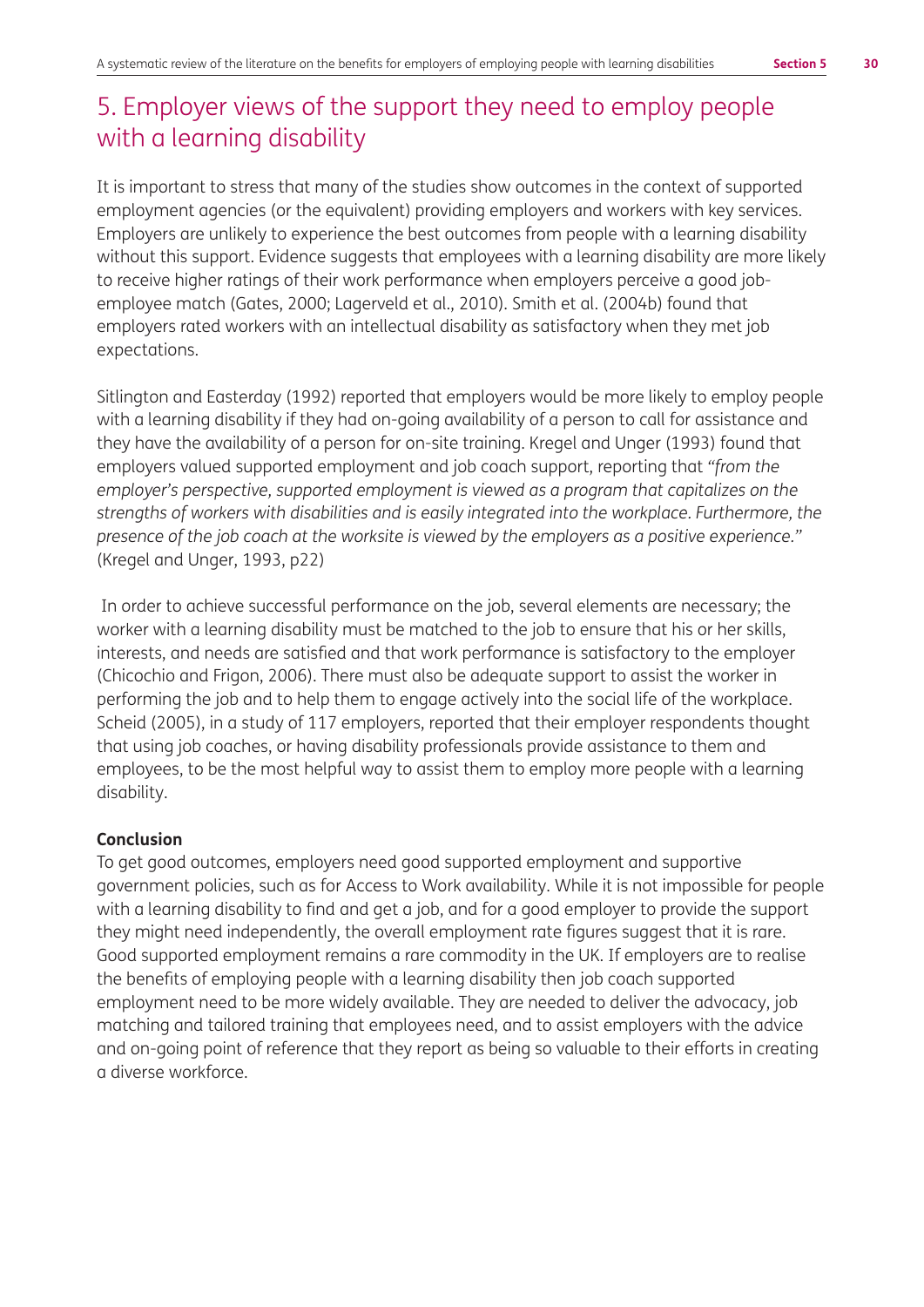# 5. Employer views of the support they need to employ people with a learning disability

It is important to stress that many of the studies show outcomes in the context of supported employment agencies (or the equivalent) providing employers and workers with key services. Employers are unlikely to experience the best outcomes from people with a learning disability without this support. Evidence suggests that employees with a learning disability are more likely to receive higher ratings of their work performance when employers perceive a good job-employee match (Gates, 2000; Lagerveld et al., 2010). Smith et al. (2004b) found that employers rated workers with an intellectual disability as satisfactory when they met job expectations.

Sitlington and Easterday (1992) reported that employers would be more likely to employ people with a learning disability if they had on-going availability of a person to call for assistance and they have the availability of a person for on-site training. Kregel and Unger (1993) found that employers valued supported employment and job coach support, reporting that *"from the employer's perspective, supported employment is viewed as a program that capitalizes on the strengths of workers with disabilities and is easily integrated into the workplace. Furthermore, the presence of the job coach at the worksite is viewed by the employers as a positive experience."* (Kregel and Unger, 1993, p22)

In order to achieve successful performance on the job, several elements are necessary; the worker with a learning disability must be matched to the job to ensure that his or her skills, interests, and needs are satisfied and that work performance is satisfactory to the employer (Chicochio and Frigon, 2006). There must also be adequate support to assist the worker in performing the job and to help them to engage actively into the social life of the workplace. Scheid (2005), in a study of 117 employers, reported that their employer respondents thought that using job coaches, or having disability professionals provide assistance to them and employees, to be the most helpful way to assist them to employ more people with a learning disability.

**Conclusion**

To get good outcomes, employers need good supported employment and supportive government policies, such as for Access to Work availability. While it is not impossible for people with a learning disability to find and get a job, and for a good employer to provide the support they might need independently, the overall employment rate figures suggest that it is rare. Good supported employment remains a rare commodity in the UK. If employers are to realise the benefits of employing people with a learning disability then job coach supported employment need to be more widely available. They are needed to deliver the advocacy, job matching and tailored training that employees need, and to assist employers with the advice and on-going point of reference that they report as being so valuable to their efforts in creating a diverse workforce.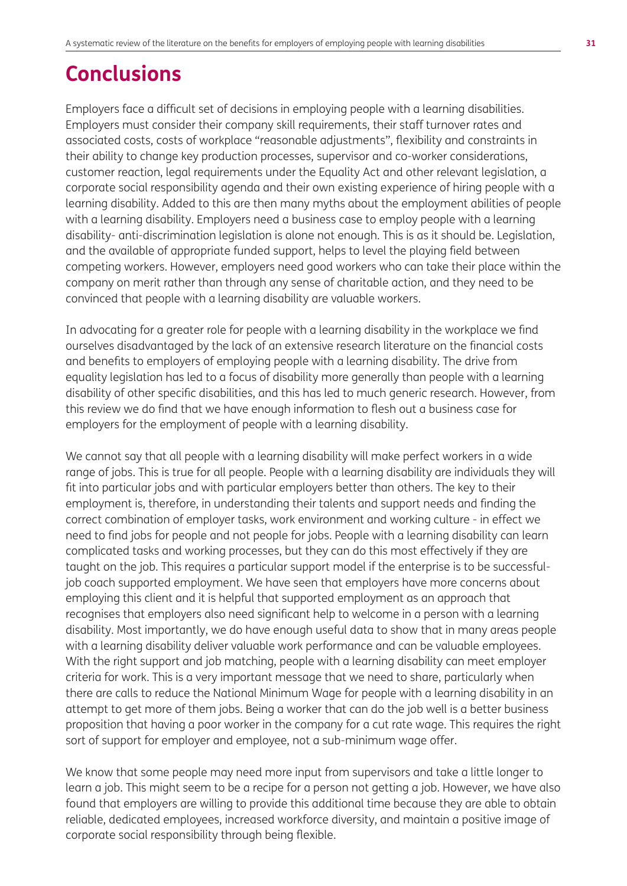# Conclusions

Employers face a difficult set of decisions in employing people with a learning disabilities. Employers must consider their company skill requirements, their staff turnover rates and associated costs, costs of workplace "reasonable adjustments", flexibility and constraints in their ability to change key production processes, supervisor and co-worker considerations, customer reaction, legal requirements under the Equality Act and other relevant legislation, a corporate social responsibility agenda and their own existing experience of hiring people with a learning disability. Added to this are then many myths about the employment abilities of people with a learning disability. Employers need a business case to employ people with a learning disability- anti-discrimination legislation is alone not enough. This is as it should be. Legislation, and the available of appropriate funded support, helps to level the playing field between competing workers. However, employers need good workers who can take their place within the company on merit rather than through any sense of charitable action, and they need to be convinced that people with a learning disability are valuable workers.

In advocating for a greater role for people with a learning disability in the workplace we find ourselves disadvantaged by the lack of an extensive research literature on the financial costs and benefits to employers of employing people with a learning disability. The drive from equality legislation has led to a focus of disability more generally than people with a learning disability of other specific disabilities, and this has led to much generic research. However, from this review we do find that we have enough information to flesh out a business case for employers for the employment of people with a learning disability.

We cannot say that all people with a learning disability will make perfect workers in a wide range of jobs. This is true for all people. People with a learning disability are individuals they will fit into particular jobs and with particular employers better than others. The key to their employment is, therefore, in understanding their talents and support needs and finding the correct combination of employer tasks, work environment and working culture - in effect we need to find jobs for people and not people for jobs. People with a learning disability can learn complicated tasks and working processes, but they can do this most effectively if they are taught on the job. This requires a particular support model if the enterprise is to be successful- job coach supported employment. We have seen that employers have more concerns about employing this client and it is helpful that supported employment as an approach that recognises that employers also need significant help to welcome in a person with a learning disability. Most importantly, we do have enough useful data to show that in many areas people with a learning disability deliver valuable work performance and can be valuable employees. With the right support and job matching, people with a learning disability can meet employer criteria for work. This is a very important message that we need to share, particularly when there are calls to reduce the National Minimum Wage for people with a learning disability in an attempt to get more of them jobs. Being a worker that can do the job well is a better business proposition that having a poor worker in the company for a cut rate wage. This requires the right sort of support for employer and employee, not a sub-minimum wage offer.

We know that some people may need more input from supervisors and take a little longer to learn a job. This might seem to be a recipe for a person not getting a job. However, we have also found that employers are willing to provide this additional time because they are able to obtain reliable, dedicated employees, increased workforce diversity, and maintain a positive image of corporate social responsibility through being flexible.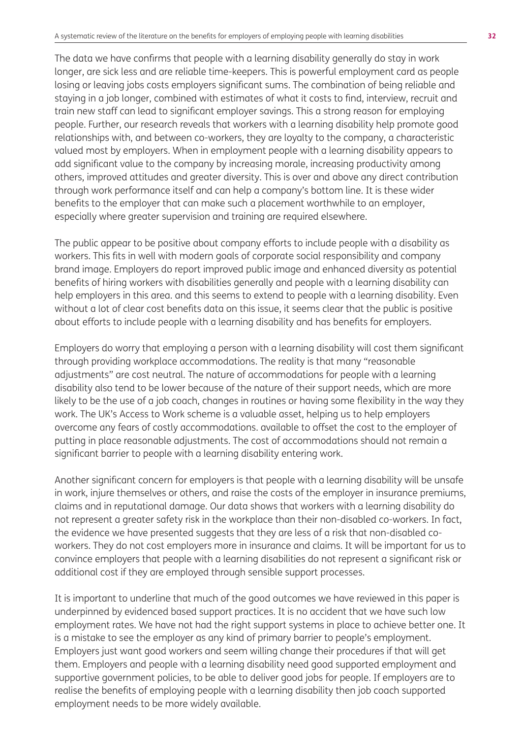The data we have confirms that people with a learning disability generally do stay in work longer, are sick less and are reliable time-keepers. This is powerful employment card as people losing or leaving jobs costs employers significant sums. The combination of being reliable and staying in a job longer, combined with estimates of what it costs to find, interview, recruit and train new staff can lead to significant employer savings. This a strong reason for employing people. Further, our research reveals that workers with a learning disability help promote good relationships with, and between co-workers, they are loyalty to the company, a characteristic valued most by employers. When in employment people with a learning disability appears to add significant value to the company by increasing morale, increasing productivity among others, improved attitudes and greater diversity. This is over and above any direct contribution through work performance itself and can help a company's bottom line. It is these wider benefits to the employer that can make such a placement worthwhile to an employer, especially where greater supervision and training are required elsewhere.

The public appear to be positive about company efforts to include people with a disability as workers. This fits in well with modern goals of corporate social responsibility and company brand image. Employers do report improved public image and enhanced diversity as potential benefits of hiring workers with disabilities generally and people with a learning disability can help employers in this area. and this seems to extend to people with a learning disability. Even without a lot of clear cost benefits data on this issue, it seems clear that the public is positive about efforts to include people with a learning disability and has benefits for employers.

Employers do worry that employing a person with a learning disability will cost them significant through providing workplace accommodations. The reality is that many "reasonable adjustments" are cost neutral. The nature of accommodations for people with a learning disability also tend to be lower because of the nature of their support needs, which are more likely to be the use of a job coach, changes in routines or having some flexibility in the way they work. The UK's Access to Work scheme is a valuable asset, helping us to help employers overcome any fears of costly accommodations. available to offset the cost to the employer of putting in place reasonable adjustments. The cost of accommodations should not remain a significant barrier to people with a learning disability entering work.

Another significant concern for employers is that people with a learning disability will be unsafe in work, injure themselves or others, and raise the costs of the employer in insurance premiums, claims and in reputational damage. Our data shows that workers with a learning disability do not represent a greater safety risk in the workplace than their non-disabled co-workers. In fact, the evidence we have presented suggests that they are less of a risk that non-disabled co-workers. They do not cost employers more in insurance and claims. It will be important for us to convince employers that people with a learning disabilities do not represent a significant risk or additional cost if they are employed through sensible support processes.

It is important to underline that much of the good outcomes we have reviewed in this paper is underpinned by evidenced based support practices. It is no accident that we have such low employment rates. We have not had the right support systems in place to achieve better one. It is a mistake to see the employer as any kind of primary barrier to people's employment. Employers just want good workers and seem willing change their procedures if that will get them. Employers and people with a learning disability need good supported employment and supportive government policies, to be able to deliver good jobs for people. If employers are to realise the benefits of employing people with a learning disability then job coach supported employment needs to be more widely available.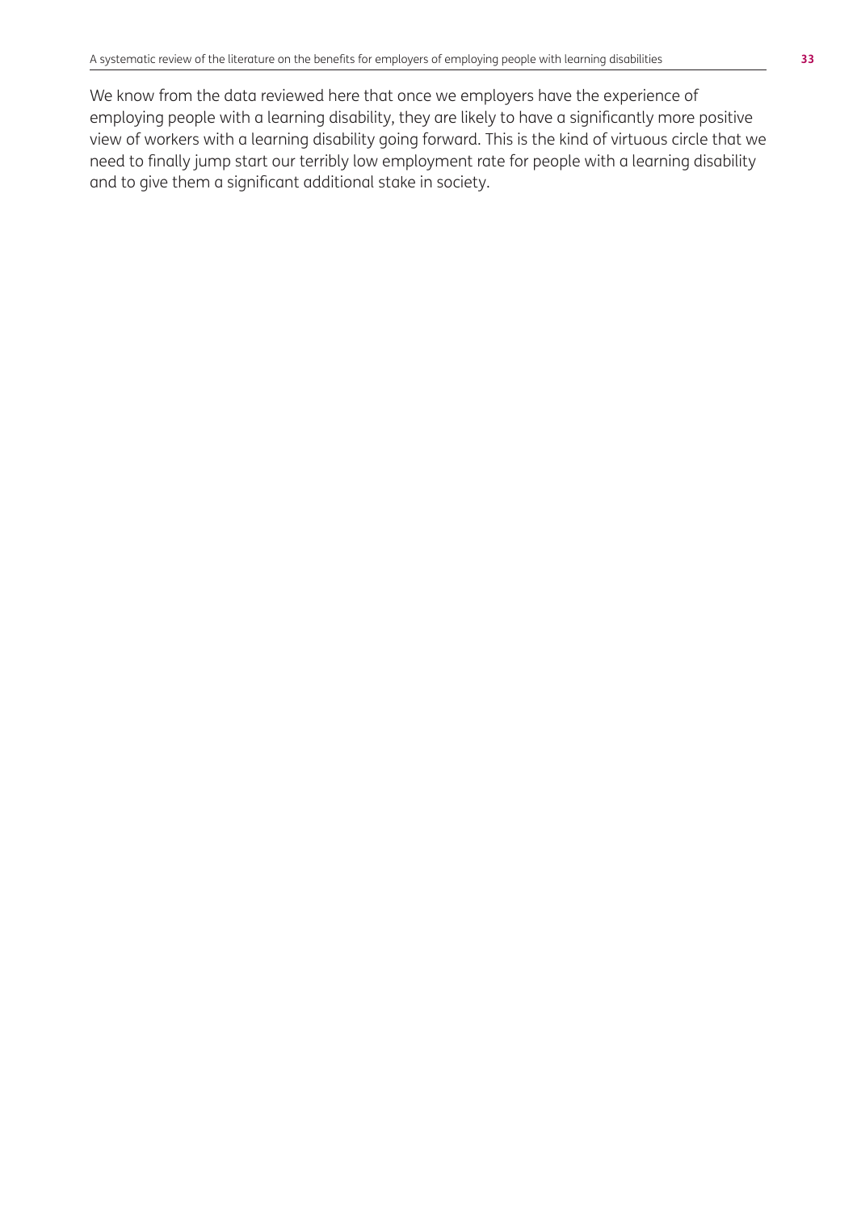We know from the data reviewed here that once we employers have the experience of employing people with a learning disability, they are likely to have a significantly more positive view of workers with a learning disability going forward. This is the kind of virtuous circle that we need to finally jump start our terribly low employment rate for people with a learning disability and to give them a significant additional stake in society.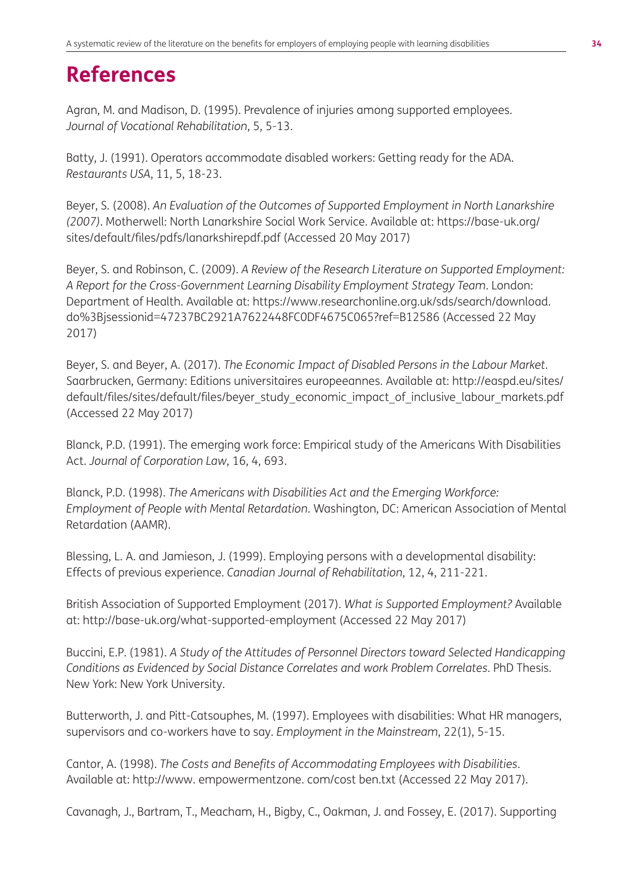# References

Agran, M. and Madison, D. (1995). Prevalence of injuries among supported employees. *Journal of Vocational Rehabilitation*, 5, 5-13.

Batty, J. (1991). Operators accommodate disabled workers: Getting ready for the ADA. *Restaurants USA*, 11, 5, 18-23.

Beyer, S. (2008). *An Evaluation of the Outcomes of Supported Employment in North Lanarkshire (2007)*. Motherwell: North Lanarkshire Social Work Service. Available at: https://base-uk.org/sites/default/files/pdfs/lanarkshirepdf.pdf (Accessed 20 May 2017)

Beyer, S. and Robinson, C. (2009). *A Review of the Research Literature on Supported Employment: A Report for the Cross-Government Learning Disability Employment Strategy Team*. London: Department of Health. Available at: https://www.researchonline.org.uk/sds/search/download.do%3Bjsessionid=47237BC2921A7622448FC0DF4675C065?ref=B12586 (Accessed 22 May 2017)

Beyer, S. and Beyer, A. (2017). *The Economic Impact of Disabled Persons in the Labour Market*. Saarbrucken, Germany: Editions universitaires europeeannes. Available at: http://easpd.eu/sites/default/files/sites/default/files/beyer_study_economic_impact_of_inclusive_labour_markets.pdf (Accessed 22 May 2017)

Blanck, P.D. (1991). The emerging work force: Empirical study of the Americans With Disabilities Act. *Journal of Corporation Law*, 16, 4, 693.

Blanck, P.D. (1998). *The Americans with Disabilities Act and the Emerging Workforce: Employment of People with Mental Retardation*. Washington, DC: American Association of Mental Retardation (AAMR).

Blessing, L. A. and Jamieson, J. (1999). Employing persons with a developmental disability: Effects of previous experience. *Canadian Journal of Rehabilitation*, 12, 4, 211-221.

British Association of Supported Employment (2017). *What is Supported Employment?* Available at: http://base-uk.org/what-supported-employment (Accessed 22 May 2017)

Buccini, E.P. (1981). *A Study of the Attitudes of Personnel Directors toward Selected Handicapping Conditions as Evidenced by Social Distance Correlates and work Problem Correlates*. PhD Thesis. New York: New York University.

Butterworth, J. and Pitt-Catsouphes, M. (1997). Employees with disabilities: What HR managers, supervisors and co-workers have to say. *Employment in the Mainstream*, 22(1), 5-15.

Cantor, A. (1998). *The Costs and Benefits of Accommodating Employees with Disabilities*. Available at: http://www. empowermentzone. com/cost ben.txt (Accessed 22 May 2017).

Cavanagh, J., Bartram, T., Meacham, H., Bigby, C., Oakman, J. and Fossey, E. (2017). Supporting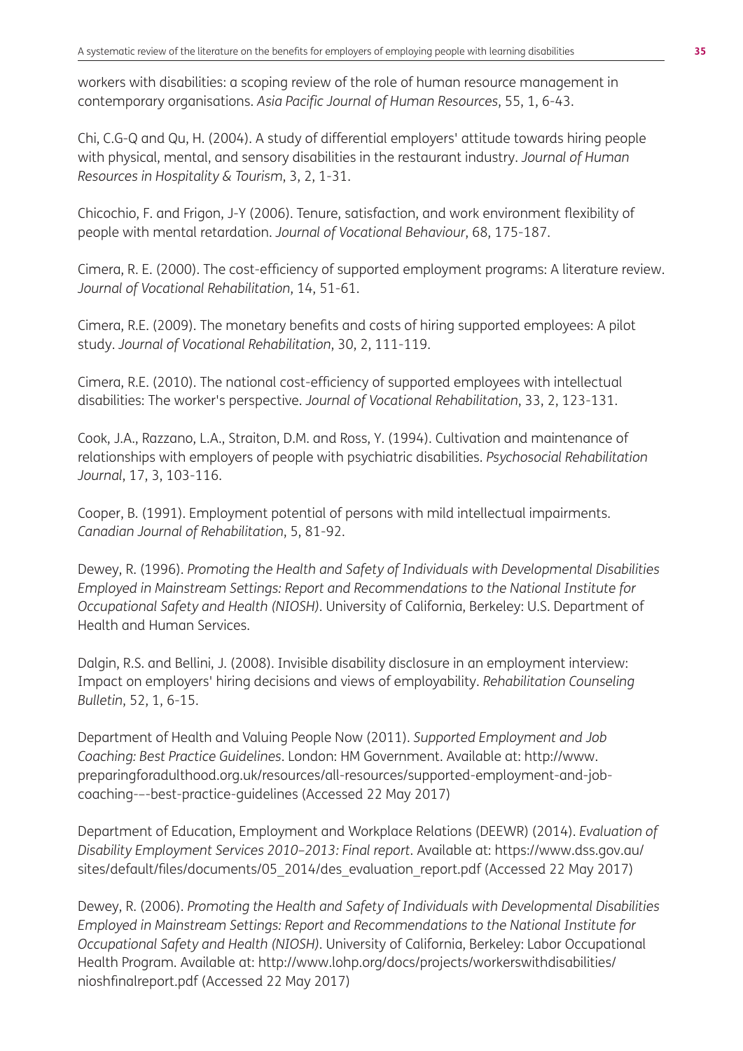workers with disabilities: a scoping review of the role of human resource management in contemporary organisations. *Asia Pacific Journal of Human Resources*, 55, 1, 6-43.

Chi, C.G-Q and Qu, H. (2004). A study of differential employers' attitude towards hiring people with physical, mental, and sensory disabilities in the restaurant industry. *Journal of Human Resources in Hospitality & Tourism*, 3, 2, 1-31.

Chicochio, F. and Frigon, J-Y (2006). Tenure, satisfaction, and work environment flexibility of people with mental retardation. *Journal of Vocational Behaviour*, 68, 175-187.

Cimera, R. E. (2000). The cost-efficiency of supported employment programs: A literature review. *Journal of Vocational Rehabilitation*, 14, 51-61.

Cimera, R.E. (2009). The monetary benefits and costs of hiring supported employees: A pilot study. *Journal of Vocational Rehabilitation*, 30, 2, 111-119.

Cimera, R.E. (2010). The national cost-efficiency of supported employees with intellectual disabilities: The worker's perspective. *Journal of Vocational Rehabilitation*, 33, 2, 123-131.

Cook, J.A., Razzano, L.A., Straiton, D.M. and Ross, Y. (1994). Cultivation and maintenance of relationships with employers of people with psychiatric disabilities. *Psychosocial Rehabilitation Journal*, 17, 3, 103-116.

Cooper, B. (1991). Employment potential of persons with mild intellectual impairments. *Canadian Journal of Rehabilitation*, 5, 81-92.

Dewey, R. (1996). *Promoting the Health and Safety of Individuals with Developmental Disabilities Employed in Mainstream Settings: Report and Recommendations to the National Institute for Occupational Safety and Health (NIOSH)*. University of California, Berkeley: U.S. Department of Health and Human Services.

Dalgin, R.S. and Bellini, J. (2008). Invisible disability disclosure in an employment interview: Impact on employers' hiring decisions and views of employability. *Rehabilitation Counseling Bulletin*, 52, 1, 6-15.

Department of Health and Valuing People Now (2011). *Supported Employment and Job Coaching: Best Practice Guidelines*. London: HM Government. Available at: http://www.preparingforadulthood.org.uk/resources/all-resources/supported-employment-and-job-coaching-–-best-practice-guidelines (Accessed 22 May 2017)

Department of Education, Employment and Workplace Relations (DEEWR) (2014). *Evaluation of Disability Employment Services 2010–2013: Final report*. Available at: https://www.dss.gov.au/sites/default/files/documents/05_2014/des_evaluation_report.pdf (Accessed 22 May 2017)

Dewey, R. (2006). *Promoting the Health and Safety of Individuals with Developmental Disabilities Employed in Mainstream Settings: Report and Recommendations to the National Institute for Occupational Safety and Health (NIOSH)*. University of California, Berkeley: Labor Occupational Health Program. Available at: http://www.lohp.org/docs/projects/workerswithdisabilities/nioshfinalreport.pdf (Accessed 22 May 2017)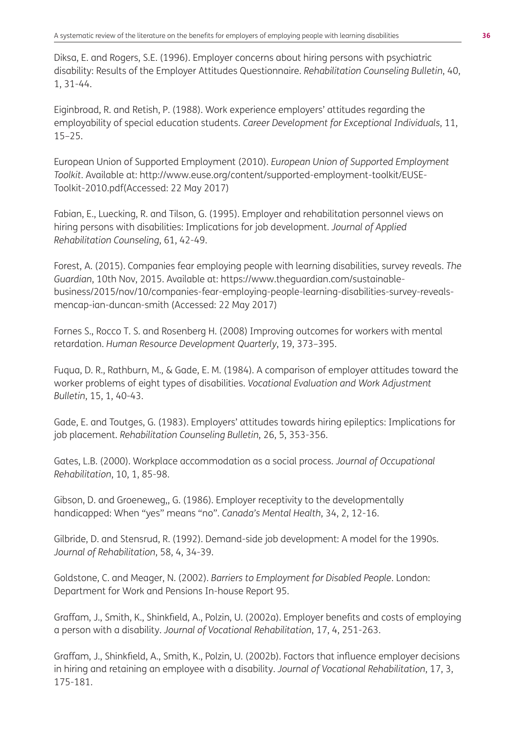Diksa, E. and Rogers, S.E. (1996). Employer concerns about hiring persons with psychiatric disability: Results of the Employer Attitudes Questionnaire. *Rehabilitation Counseling Bulletin*, 40, 1, 31-44.

Eiginbroad, R. and Retish, P. (1988). Work experience employers' attitudes regarding the employability of special education students. *Career Development for Exceptional Individuals*, 11, 15–25.

European Union of Supported Employment (2010). *European Union of Supported Employment Toolkit*. Available at: http://www.euse.org/content/supported-employment-toolkit/EUSE-Toolkit-2010.pdf(Accessed: 22 May 2017)

Fabian, E., Luecking, R. and Tilson, G. (1995). Employer and rehabilitation personnel views on hiring persons with disabilities: Implications for job development. *Journal of Applied Rehabilitation Counseling*, 61, 42-49.

Forest, A. (2015). Companies fear employing people with learning disabilities, survey reveals. *The Guardian*, 10th Nov, 2015. Available at: https://www.theguardian.com/sustainable-business/2015/nov/10/companies-fear-employing-people-learning-disabilities-survey-reveals-mencap-ian-duncan-smith (Accessed: 22 May 2017)

Fornes S., Rocco T. S. and Rosenberg H. (2008) Improving outcomes for workers with mental retardation. *Human Resource Development Quarterly*, 19, 373–395.

Fuqua, D. R., Rathburn, M., & Gade, E. M. (1984). A comparison of employer attitudes toward the worker problems of eight types of disabilities. *Vocational Evaluation and Work Adjustment Bulletin*, 15, 1, 40-43.

Gade, E. and Toutges, G. (1983). Employers' attitudes towards hiring epileptics: Implications for job placement. *Rehabilitation Counseling Bulletin*, 26, 5, 353-356.

Gates, L.B. (2000). Workplace accommodation as a social process. *Journal of Occupational Rehabilitation*, 10, 1, 85-98.

Gibson, D. and Groeneweg,, G. (1986). Employer receptivity to the developmentally handicapped: When "yes" means "no". *Canada's Mental Health*, 34, 2, 12-16.

Gilbride, D. and Stensrud, R. (1992). Demand-side job development: A model for the 1990s. *Journal of Rehabilitation*, 58, 4, 34-39.

Goldstone, C. and Meager, N. (2002). *Barriers to Employment for Disabled People*. London: Department for Work and Pensions In-house Report 95.

Graffam, J., Smith, K., Shinkfield, A., Polzin, U. (2002a). Employer benefits and costs of employing a person with a disability. *Journal of Vocational Rehabilitation*, 17, 4, 251-263.

Graffam, J., Shinkfield, A., Smith, K., Polzin, U. (2002b). Factors that influence employer decisions in hiring and retaining an employee with a disability. *Journal of Vocational Rehabilitation*, 17, 3, 175-181.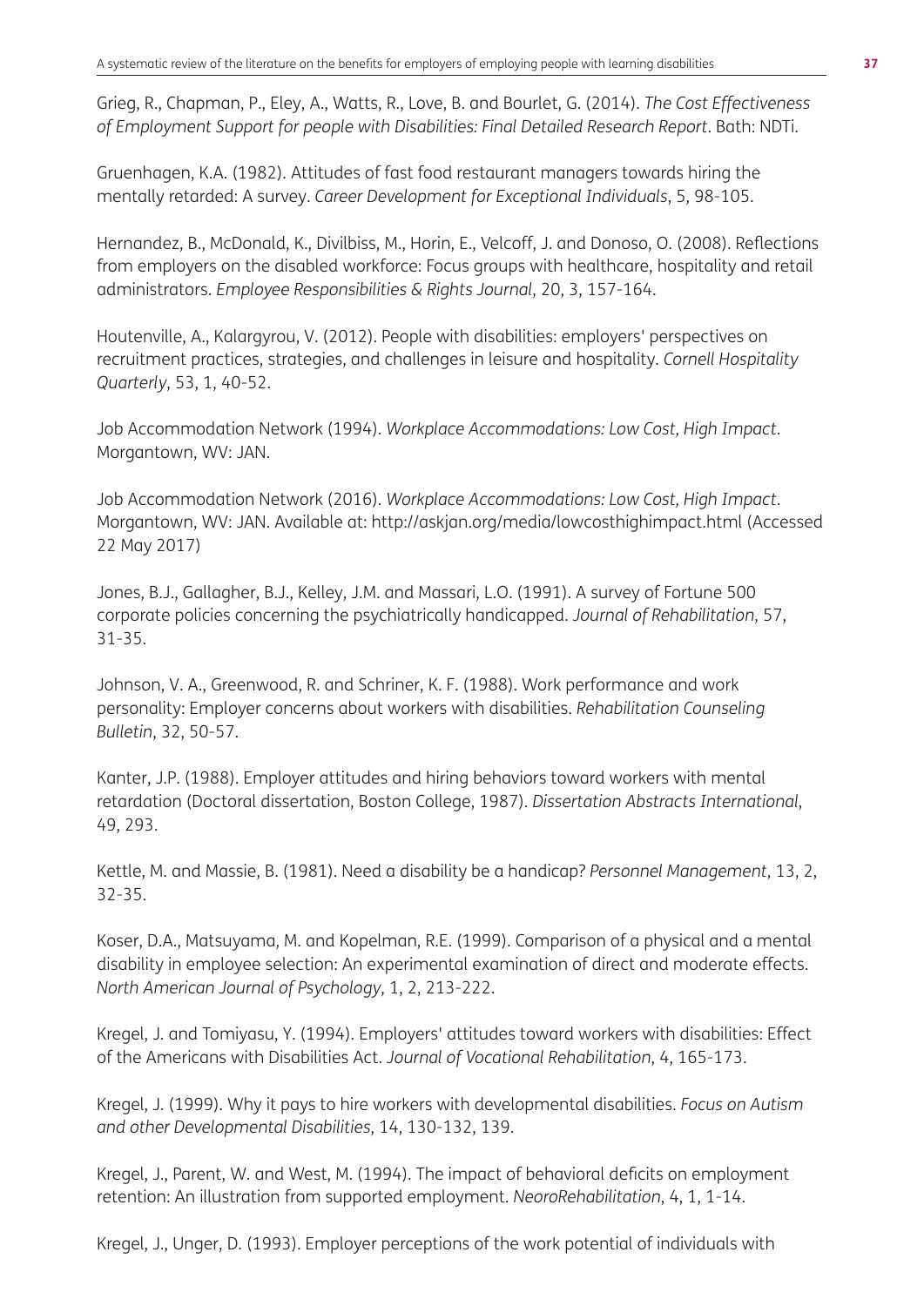Grieg, R., Chapman, P., Eley, A., Watts, R., Love, B. and Bourlet, G. (2014). *The Cost Effectiveness of Employment Support for people with Disabilities: Final Detailed Research Report*. Bath: NDTi.

Gruenhagen, K.A. (1982). Attitudes of fast food restaurant managers towards hiring the mentally retarded: A survey. *Career Development for Exceptional Individuals*, 5, 98-105.

Hernandez, B., McDonald, K., Divilbiss, M., Horin, E., Velcoff, J. and Donoso, O. (2008). Reflections from employers on the disabled workforce: Focus groups with healthcare, hospitality and retail administrators. *Employee Responsibilities & Rights Journal*, 20, 3, 157-164.

Houtenville, A., Kalargyrou, V. (2012). People with disabilities: employers' perspectives on recruitment practices, strategies, and challenges in leisure and hospitality. *Cornell Hospitality Quarterly*, 53, 1, 40-52.

Job Accommodation Network (1994). *Workplace Accommodations: Low Cost, High Impact*. Morgantown, WV: JAN.

Job Accommodation Network (2016). *Workplace Accommodations: Low Cost, High Impact*. Morgantown, WV: JAN. Available at: http://askjan.org/media/lowcosthighimpact.html (Accessed 22 May 2017)

Jones, B.J., Gallagher, B.J., Kelley, J.M. and Massari, L.O. (1991). A survey of Fortune 500 corporate policies concerning the psychiatrically handicapped. *Journal of Rehabilitation*, 57, 31-35.

Johnson, V. A., Greenwood, R. and Schriner, K. F. (1988). Work performance and work personality: Employer concerns about workers with disabilities. *Rehabilitation Counseling Bulletin*, 32, 50-57.

Kanter, J.P. (1988). Employer attitudes and hiring behaviors toward workers with mental retardation (Doctoral dissertation, Boston College, 1987). *Dissertation Abstracts International*, 49, 293.

Kettle, M. and Massie, B. (1981). Need a disability be a handicap? *Personnel Management*, 13, 2, 32-35.

Koser, D.A., Matsuyama, M. and Kopelman, R.E. (1999). Comparison of a physical and a mental disability in employee selection: An experimental examination of direct and moderate effects. *North American Journal of Psychology*, 1, 2, 213-222.

Kregel, J. and Tomiyasu, Y. (1994). Employers' attitudes toward workers with disabilities: Effect of the Americans with Disabilities Act. *Journal of Vocational Rehabilitation*, 4, 165-173.

Kregel, J. (1999). Why it pays to hire workers with developmental disabilities. *Focus on Autism and other Developmental Disabilities*, 14, 130-132, 139.

Kregel, J., Parent, W. and West, M. (1994). The impact of behavioral deficits on employment retention: An illustration from supported employment. *NeoroRehabilitation*, 4, 1, 1-14.

Kregel, J., Unger, D. (1993). Employer perceptions of the work potential of individuals with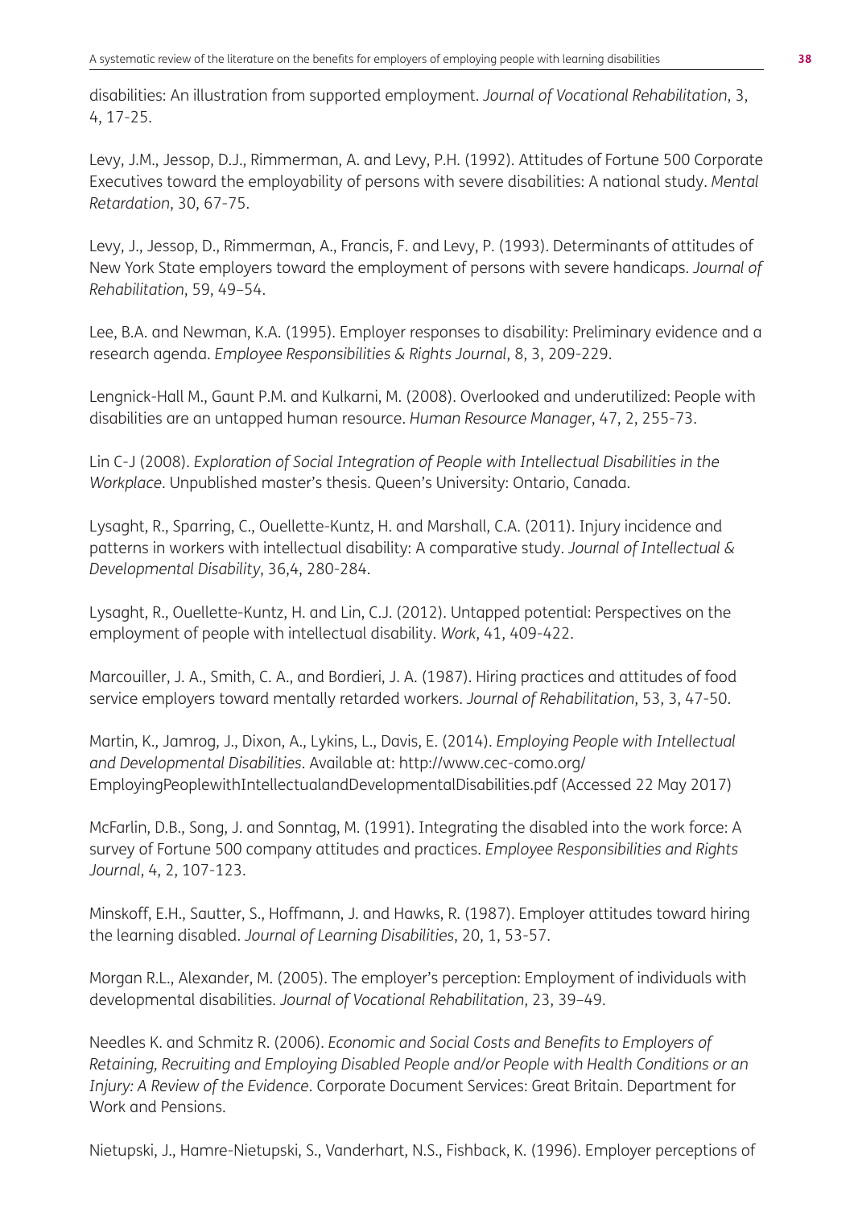disabilities: An illustration from supported employment. *Journal of Vocational Rehabilitation*, 3, 4, 17-25.

Levy, J.M., Jessop, D.J., Rimmerman, A. and Levy, P.H. (1992). Attitudes of Fortune 500 Corporate Executives toward the employability of persons with severe disabilities: A national study. *Mental Retardation*, 30, 67-75.

Levy, J., Jessop, D., Rimmerman, A., Francis, F. and Levy, P. (1993). Determinants of attitudes of New York State employers toward the employment of persons with severe handicaps. *Journal of Rehabilitation*, 59, 49–54.

Lee, B.A. and Newman, K.A. (1995). Employer responses to disability: Preliminary evidence and a research agenda. *Employee Responsibilities & Rights Journal*, 8, 3, 209-229.

Lengnick-Hall M., Gaunt P.M. and Kulkarni, M. (2008). Overlooked and underutilized: People with disabilities are an untapped human resource. *Human Resource Manager*, 47, 2, 255-73.

Lin C-J (2008). *Exploration of Social Integration of People with Intellectual Disabilities in the Workplace*. Unpublished master's thesis. Queen's University: Ontario, Canada.

Lysaght, R., Sparring, C., Ouellette-Kuntz, H. and Marshall, C.A. (2011). Injury incidence and patterns in workers with intellectual disability: A comparative study. *Journal of Intellectual & Developmental Disability*, 36,4, 280-284.

Lysaght, R., Ouellette-Kuntz, H. and Lin, C.J. (2012). Untapped potential: Perspectives on the employment of people with intellectual disability. *Work*, 41, 409-422.

Marcouiller, J. A., Smith, C. A., and Bordieri, J. A. (1987). Hiring practices and attitudes of food service employers toward mentally retarded workers. *Journal of Rehabilitation*, 53, 3, 47-50.

Martin, K., Jamrog, J., Dixon, A., Lykins, L., Davis, E. (2014). *Employing People with Intellectual and Developmental Disabilities*. Available at: http://www.cec-como.org/EmployingPeoplewithIntellectualandDevelopmentalDisabilities.pdf (Accessed 22 May 2017)

McFarlin, D.B., Song, J. and Sonntag, M. (1991). Integrating the disabled into the work force: A survey of Fortune 500 company attitudes and practices. *Employee Responsibilities and Rights Journal*, 4, 2, 107-123.

Minskoff, E.H., Sautter, S., Hoffmann, J. and Hawks, R. (1987). Employer attitudes toward hiring the learning disabled. *Journal of Learning Disabilities*, 20, 1, 53-57.

Morgan R.L., Alexander, M. (2005). The employer's perception: Employment of individuals with developmental disabilities. *Journal of Vocational Rehabilitation*, 23, 39–49.

Needles K. and Schmitz R. (2006). *Economic and Social Costs and Benefits to Employers of Retaining, Recruiting and Employing Disabled People and/or People with Health Conditions or an Injury: A Review of the Evidence*. Corporate Document Services: Great Britain. Department for Work and Pensions.

Nietupski, J., Hamre-Nietupski, S., Vanderhart, N.S., Fishback, K. (1996). Employer perceptions of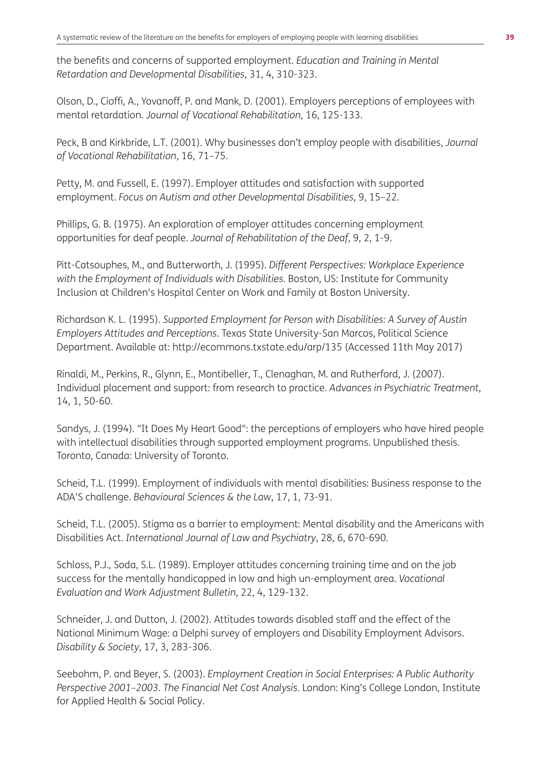the benefits and concerns of supported employment. *Education and Training in Mental Retardation and Developmental Disabilities*, 31, 4, 310-323.

Olson, D., Cioffi, A., Yovanoff, P. and Mank, D. (2001). Employers perceptions of employees with mental retardation. *Journal of Vocational Rehabilitation*, 16, 125-133.

Peck, B and Kirkbride, L.T. (2001). Why businesses don't employ people with disabilities, *Journal of Vocational Rehabilitation*, 16, 71–75.

Petty, M. and Fussell, E. (1997). Employer attitudes and satisfaction with supported employment. *Focus on Autism and other Developmental Disabilities*, 9, 15–22.

Phillips, G. B. (1975). An exploration of employer attitudes concerning employment opportunities for deaf people. *Journal of Rehabilitation of the Deaf*, 9, 2, 1-9.

Pitt-Catsouphes, M., and Butterworth, J. (1995). *Different Perspectives: Workplace Experience with the Employment of Individuals with Disabilities.* Boston, US: Institute for Community Inclusion at Children's Hospital Center on Work and Family at Boston University.

Richardson K. L. (1995). *Supported Employment for Person with Disabilities: A Survey of Austin Employers Attitudes and Perceptions*. Texas State University-San Marcos, Political Science Department. Available at: http://ecommons.txstate.edu/arp/135 (Accessed 11th May 2017)

Rinaldi, M., Perkins, R., Glynn, E., Montibeller, T., Clenaghan, M. and Rutherford, J. (2007). Individual placement and support: from research to practice. *Advances in Psychiatric Treatment*, 14, 1, 50-60.

Sandys, J. (1994). "It Does My Heart Good": the perceptions of employers who have hired people with intellectual disabilities through supported employment programs. Unpublished thesis. Toronto, Canada: University of Toronto.

Scheid, T.L. (1999). Employment of individuals with mental disabilities: Business response to the ADA'S challenge. *Behavioural Sciences & the Law*, 17, 1, 73-91.

Scheid, T.L. (2005). Stigma as a barrier to employment: Mental disability and the Americans with Disabilities Act. *International Journal of Law and Psychiatry*, 28, 6, 670-690.

Schloss, P.J., Soda, S.L. (1989). Employer attitudes concerning training time and on the job success for the mentally handicapped in low and high un-employment area. *Vocational Evaluation and Work Adjustment Bulletin*, 22, 4, 129-132.

Schneider, J. and Dutton, J. (2002). Attitudes towards disabled staff and the effect of the National Minimum Wage: a Delphi survey of employers and Disability Employment Advisors. *Disability & Society*, 17, 3, 283-306.

Seebohm, P. and Beyer, S. (2003). *Employment Creation in Social Enterprises: A Public Authority Perspective 2001–2003. The Financial Net Cost Analysis*. London: King's College London, Institute for Applied Health & Social Policy.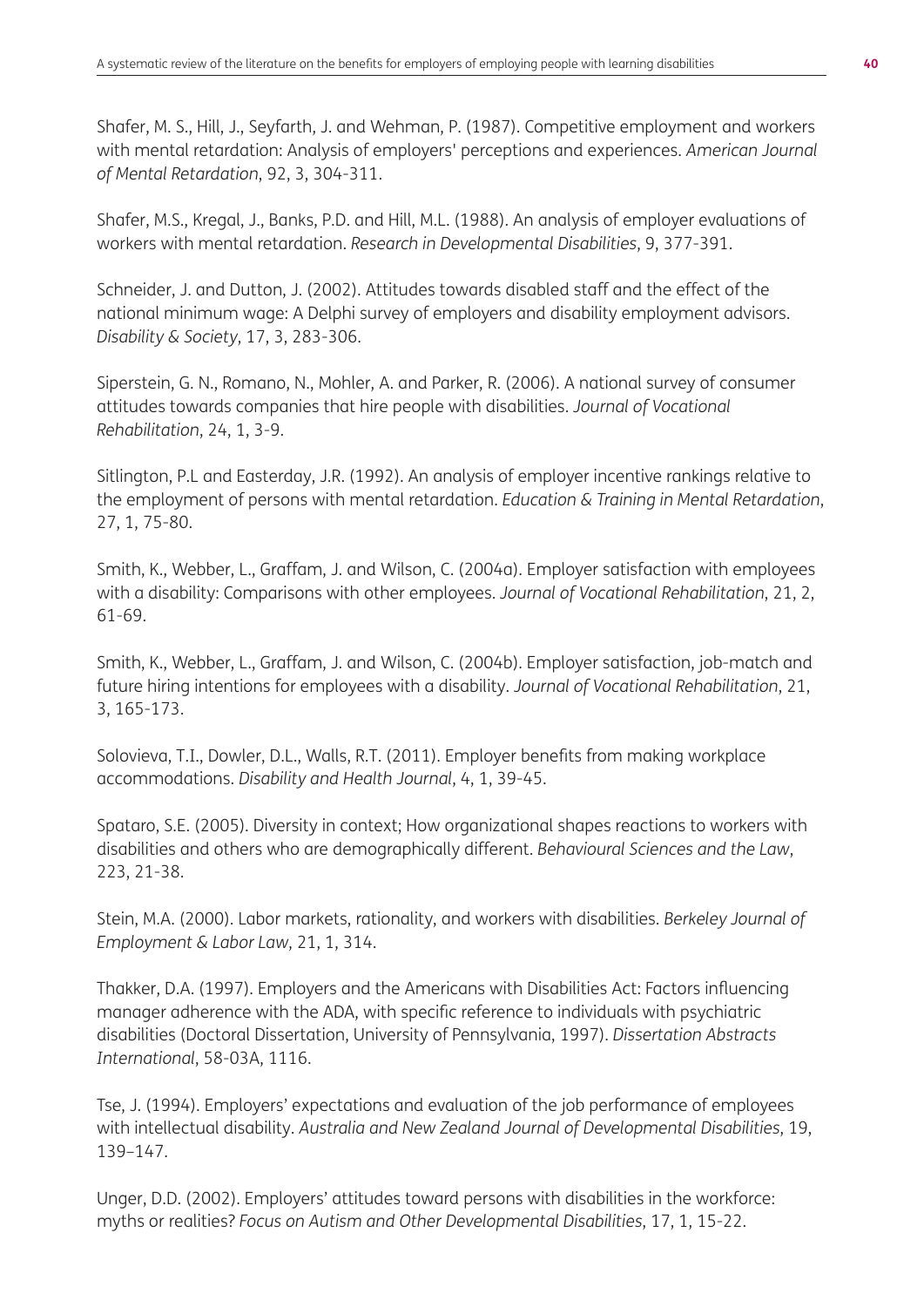Shafer, M. S., Hill, J., Seyfarth, J. and Wehman, P. (1987). Competitive employment and workers with mental retardation: Analysis of employers' perceptions and experiences. *American Journal of Mental Retardation*, 92, 3, 304-311.

Shafer, M.S., Kregal, J., Banks, P.D. and Hill, M.L. (1988). An analysis of employer evaluations of workers with mental retardation. *Research in Developmental Disabilities*, 9, 377-391.

Schneider, J. and Dutton, J. (2002). Attitudes towards disabled staff and the effect of the national minimum wage: A Delphi survey of employers and disability employment advisors. *Disability & Society*, 17, 3, 283-306.

Siperstein, G. N., Romano, N., Mohler, A. and Parker, R. (2006). A national survey of consumer attitudes towards companies that hire people with disabilities. *Journal of Vocational Rehabilitation*, 24, 1, 3-9.

Sitlington, P.L and Easterday, J.R. (1992). An analysis of employer incentive rankings relative to the employment of persons with mental retardation. *Education & Training in Mental Retardation*, 27, 1, 75-80.

Smith, K., Webber, L., Graffam, J. and Wilson, C. (2004a). Employer satisfaction with employees with a disability: Comparisons with other employees. *Journal of Vocational Rehabilitation*, 21, 2, 61-69.

Smith, K., Webber, L., Graffam, J. and Wilson, C. (2004b). Employer satisfaction, job-match and future hiring intentions for employees with a disability. *Journal of Vocational Rehabilitation*, 21, 3, 165-173.

Solovieva, T.I., Dowler, D.L., Walls, R.T. (2011). Employer benefits from making workplace accommodations. *Disability and Health Journal*, 4, 1, 39-45.

Spataro, S.E. (2005). Diversity in context; How organizational shapes reactions to workers with disabilities and others who are demographically different. *Behavioural Sciences and the Law*, 223, 21-38.

Stein, M.A. (2000). Labor markets, rationality, and workers with disabilities. *Berkeley Journal of Employment & Labor Law*, 21, 1, 314.

Thakker, D.A. (1997). Employers and the Americans with Disabilities Act: Factors influencing manager adherence with the ADA, with specific reference to individuals with psychiatric disabilities (Doctoral Dissertation, University of Pennsylvania, 1997). *Dissertation Abstracts International*, 58-03A, 1116.

Tse, J. (1994). Employers' expectations and evaluation of the job performance of employees with intellectual disability. *Australia and New Zealand Journal of Developmental Disabilities*, 19, 139–147.

Unger, D.D. (2002). Employers' attitudes toward persons with disabilities in the workforce: myths or realities? *Focus on Autism and Other Developmental Disabilities*, 17, 1, 15-22.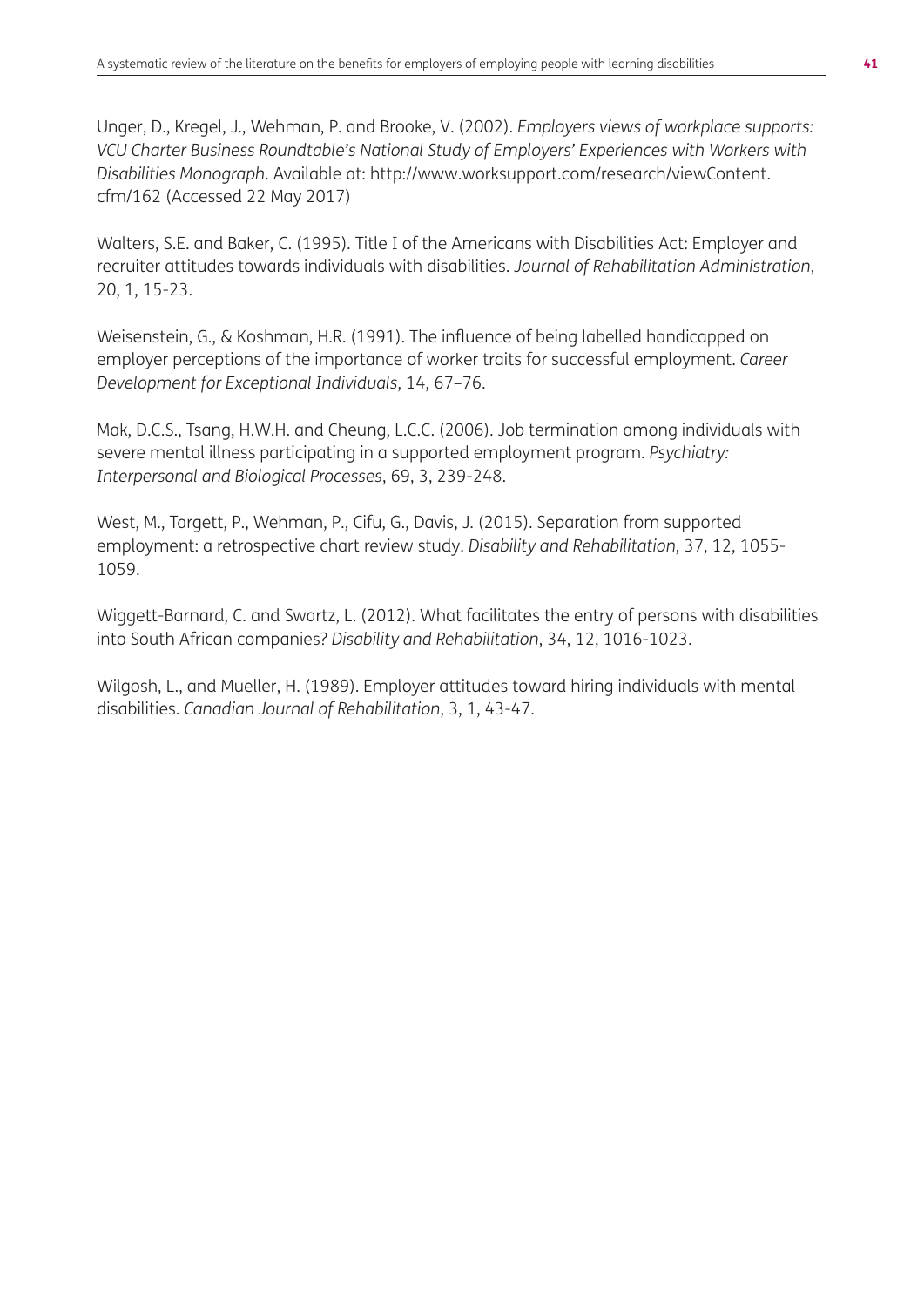Unger, D., Kregel, J., Wehman, P. and Brooke, V. (2002). *Employers views of workplace supports: VCU Charter Business Roundtable's National Study of Employers' Experiences with Workers with Disabilities Monograph*. Available at: http://www.worksupport.com/research/viewContent.cfm/162 (Accessed 22 May 2017)

Walters, S.E. and Baker, C. (1995). Title I of the Americans with Disabilities Act: Employer and recruiter attitudes towards individuals with disabilities. *Journal of Rehabilitation Administration*, 20, 1, 15-23.

Weisenstein, G., & Koshman, H.R. (1991). The influence of being labelled handicapped on employer perceptions of the importance of worker traits for successful employment. *Career Development for Exceptional Individuals*, 14, 67–76.

Mak, D.C.S., Tsang, H.W.H. and Cheung, L.C.C. (2006). Job termination among individuals with severe mental illness participating in a supported employment program. *Psychiatry: Interpersonal and Biological Processes*, 69, 3, 239-248.

West, M., Targett, P., Wehman, P., Cifu, G., Davis, J. (2015). Separation from supported employment: a retrospective chart review study. *Disability and Rehabilitation*, 37, 12, 1055-1059.

Wiggett-Barnard, C. and Swartz, L. (2012). What facilitates the entry of persons with disabilities into South African companies? *Disability and Rehabilitation*, 34, 12, 1016-1023.

Wilgosh, L., and Mueller, H. (1989). Employer attitudes toward hiring individuals with mental disabilities. *Canadian Journal of Rehabilitation*, 3, 1, 43-47.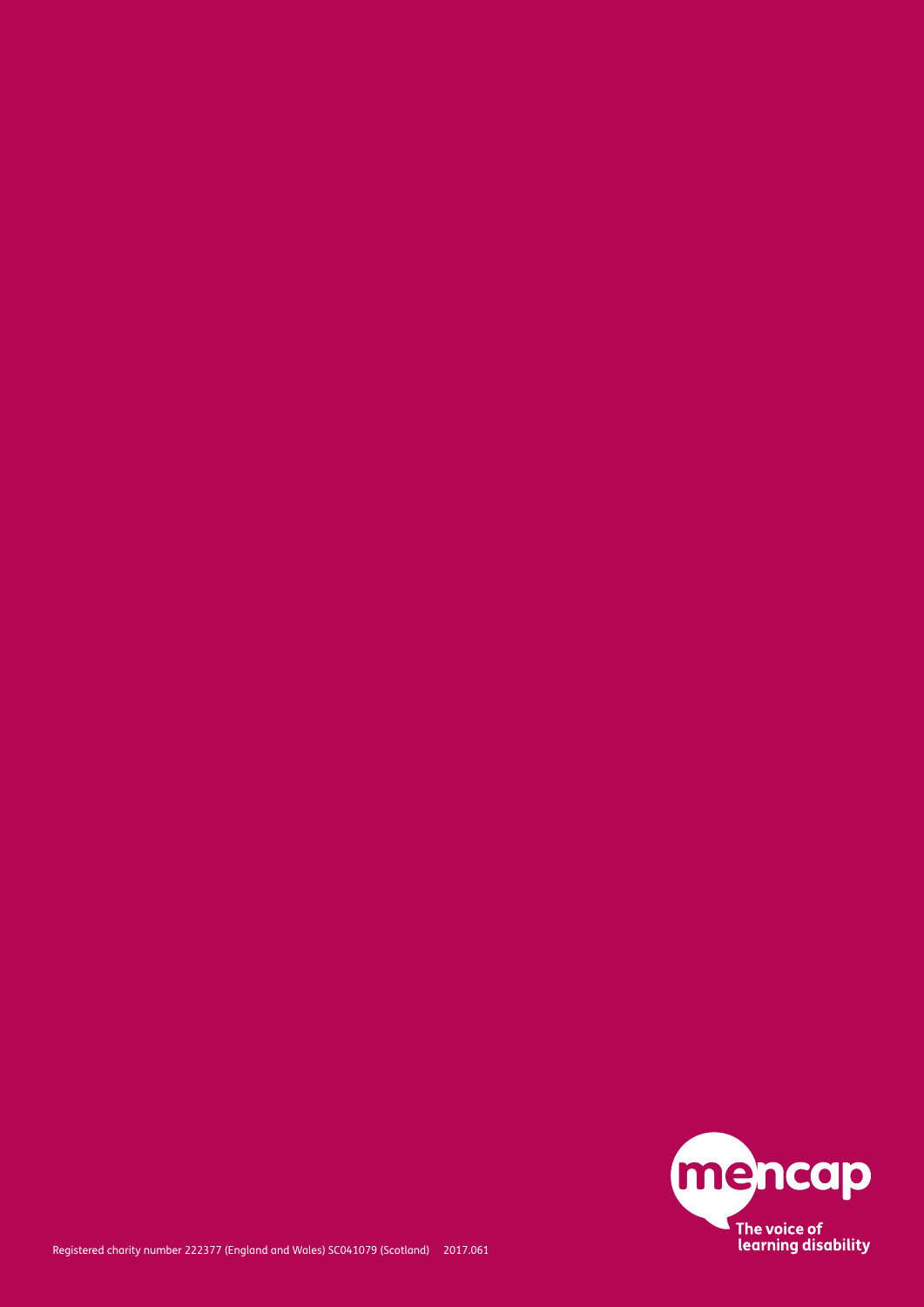mencap

The voice of learning disability

Registered charity number 222377 (England and Wales) SC041079 (Scotland) 2017.061